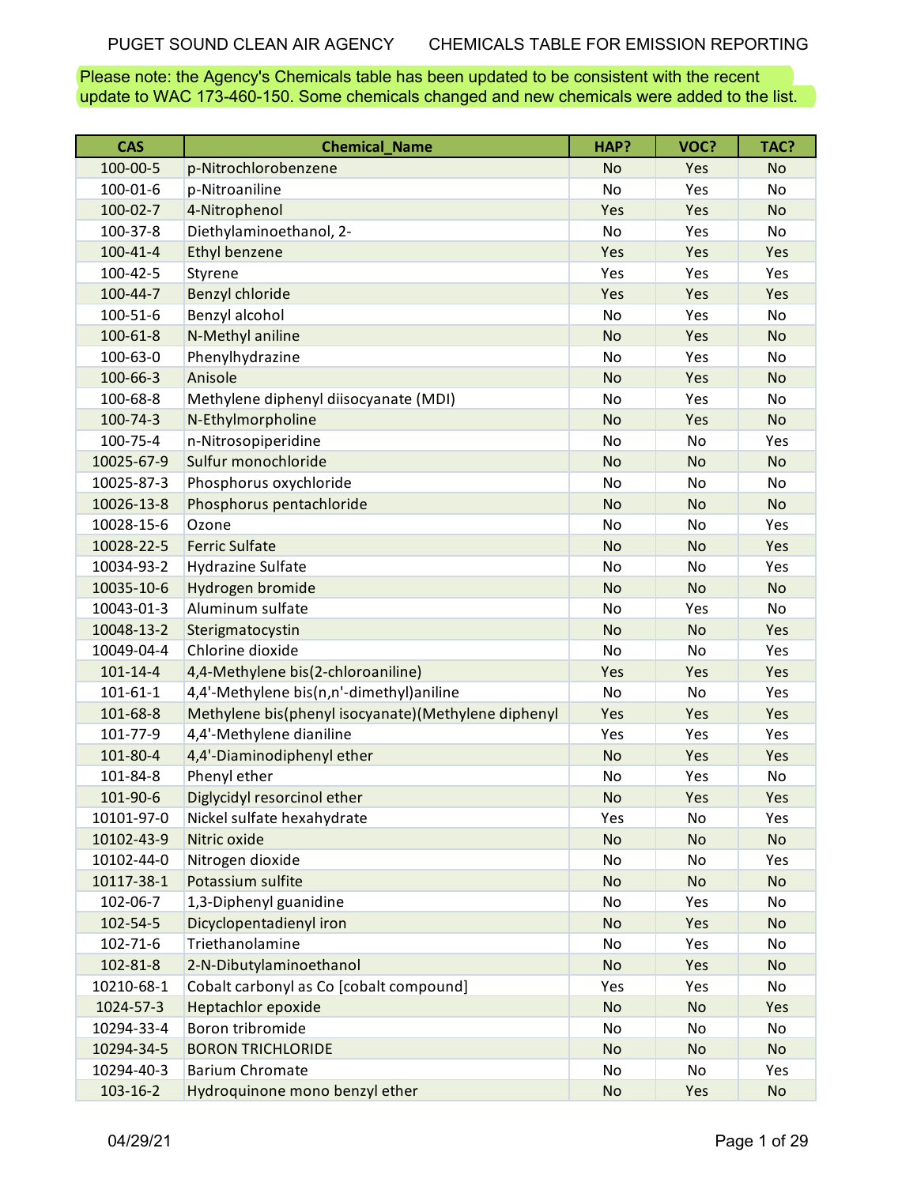Please note: the Agency's Chemicals table has been updated to be consistent with the recent update to WAC 173-460-150. Some chemicals changed and new chemicals were added to the list.

| CAS | Chemical_Name | HAP? | VOC? | TAC? |
|---|---|---|---|---|
| 100-00-5 | p-Nitrochlorobenzene | No | Yes | No |
| 100-01-6 | p-Nitroaniline | No | Yes | No |
| 100-02-7 | 4-Nitrophenol | Yes | Yes | No |
| 100-37-8 | Diethylaminoethanol, 2- | No | Yes | No |
| 100-41-4 | Ethyl benzene | Yes | Yes | Yes |
| 100-42-5 | Styrene | Yes | Yes | Yes |
| 100-44-7 | Benzyl chloride | Yes | Yes | Yes |
| 100-51-6 | Benzyl alcohol | No | Yes | No |
| 100-61-8 | N-Methyl aniline | No | Yes | No |
| 100-63-0 | Phenylhydrazine | No | Yes | No |
| 100-66-3 | Anisole | No | Yes | No |
| 100-68-8 | Methylene diphenyl diisocyanate (MDI) | No | Yes | No |
| 100-74-3 | N-Ethylmorpholine | No | Yes | No |
| 100-75-4 | n-Nitrosopiperidine | No | No | Yes |
| 10025-67-9 | Sulfur monochloride | No | No | No |
| 10025-87-3 | Phosphorus oxychloride | No | No | No |
| 10026-13-8 | Phosphorus pentachloride | No | No | No |
| 10028-15-6 | Ozone | No | No | Yes |
| 10028-22-5 | Ferric Sulfate | No | No | Yes |
| 10034-93-2 | Hydrazine Sulfate | No | No | Yes |
| 10035-10-6 | Hydrogen bromide | No | No | No |
| 10043-01-3 | Aluminum sulfate | No | Yes | No |
| 10048-13-2 | Sterigmatocystin | No | No | Yes |
| 10049-04-4 | Chlorine dioxide | No | No | Yes |
| 101-14-4 | 4,4-Methylene bis(2-chloroaniline) | Yes | Yes | Yes |
| 101-61-1 | 4,4'-Methylene bis(n,n'-dimethyl)aniline | No | No | Yes |
| 101-68-8 | Methylene bis(phenyl isocyanate)(Methylene diphenyl | Yes | Yes | Yes |
| 101-77-9 | 4,4'-Methylene dianiline | Yes | Yes | Yes |
| 101-80-4 | 4,4'-Diaminodiphenyl ether | No | Yes | Yes |
| 101-84-8 | Phenyl ether | No | Yes | No |
| 101-90-6 | Diglycidyl resorcinol ether | No | Yes | Yes |
| 10101-97-0 | Nickel sulfate hexahydrate | Yes | No | Yes |
| 10102-43-9 | Nitric oxide | No | No | No |
| 10102-44-0 | Nitrogen dioxide | No | No | Yes |
| 10117-38-1 | Potassium sulfite | No | No | No |
| 102-06-7 | 1,3-Diphenyl guanidine | No | Yes | No |
| 102-54-5 | Dicyclopentadienyl iron | No | Yes | No |
| 102-71-6 | Triethanolamine | No | Yes | No |
| 102-81-8 | 2-N-Dibutylaminoethanol | No | Yes | No |
| 10210-68-1 | Cobalt carbonyl as Co [cobalt compound] | Yes | Yes | No |
| 1024-57-3 | Heptachlor epoxide | No | No | Yes |
| 10294-33-4 | Boron tribromide | No | No | No |
| 10294-34-5 | BORON TRICHLORIDE | No | No | No |
| 10294-40-3 | Barium Chromate | No | No | Yes |
| 103-16-2 | Hydroquinone mono benzyl ether | No | Yes | No |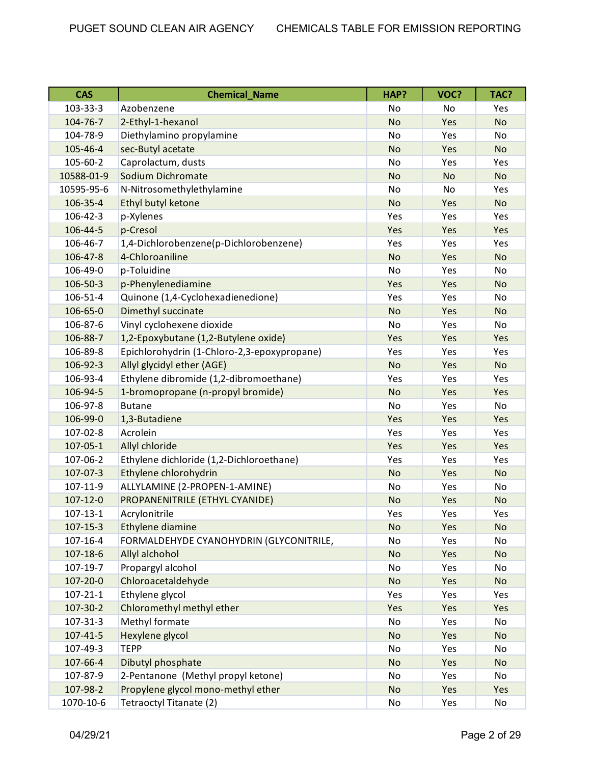| CAS | Chemical_Name | HAP? | VOC? | TAC? |
|---|---|---|---|---|
| 103-33-3 | Azobenzene | No | No | Yes |
| 104-76-7 | 2-Ethyl-1-hexanol | No | Yes | No |
| 104-78-9 | Diethylamino propylamine | No | Yes | No |
| 105-46-4 | sec-Butyl acetate | No | Yes | No |
| 105-60-2 | Caprolactum, dusts | No | Yes | Yes |
| 10588-01-9 | Sodium Dichromate | No | No | No |
| 10595-95-6 | N-Nitrosomethylethylamine | No | No | Yes |
| 106-35-4 | Ethyl butyl ketone | No | Yes | No |
| 106-42-3 | p-Xylenes | Yes | Yes | Yes |
| 106-44-5 | p-Cresol | Yes | Yes | Yes |
| 106-46-7 | 1,4-Dichlorobenzene(p-Dichlorobenzene) | Yes | Yes | Yes |
| 106-47-8 | 4-Chloroaniline | No | Yes | No |
| 106-49-0 | p-Toluidine | No | Yes | No |
| 106-50-3 | p-Phenylenediamine | Yes | Yes | No |
| 106-51-4 | Quinone (1,4-Cyclohexadienedione) | Yes | Yes | No |
| 106-65-0 | Dimethyl succinate | No | Yes | No |
| 106-87-6 | Vinyl cyclohexene dioxide | No | Yes | No |
| 106-88-7 | 1,2-Epoxybutane (1,2-Butylene oxide) | Yes | Yes | Yes |
| 106-89-8 | Epichlorohydrin (1-Chloro-2,3-epoxypropane) | Yes | Yes | Yes |
| 106-92-3 | Allyl glycidyl ether (AGE) | No | Yes | No |
| 106-93-4 | Ethylene dibromide (1,2-dibromoethane) | Yes | Yes | Yes |
| 106-94-5 | 1-bromopropane (n-propyl bromide) | No | Yes | Yes |
| 106-97-8 | Butane | No | Yes | No |
| 106-99-0 | 1,3-Butadiene | Yes | Yes | Yes |
| 107-02-8 | Acrolein | Yes | Yes | Yes |
| 107-05-1 | Allyl chloride | Yes | Yes | Yes |
| 107-06-2 | Ethylene dichloride (1,2-Dichloroethane) | Yes | Yes | Yes |
| 107-07-3 | Ethylene chlorohydrin | No | Yes | No |
| 107-11-9 | ALLYLAMINE (2-PROPEN-1-AMINE) | No | Yes | No |
| 107-12-0 | PROPANENITRILE (ETHYL CYANIDE) | No | Yes | No |
| 107-13-1 | Acrylonitrile | Yes | Yes | Yes |
| 107-15-3 | Ethylene diamine | No | Yes | No |
| 107-16-4 | FORMALDEHYDE CYANOHYDRIN (GLYCONITRILE, | No | Yes | No |
| 107-18-6 | Allyl alchohol | No | Yes | No |
| 107-19-7 | Propargyl alcohol | No | Yes | No |
| 107-20-0 | Chloroacetaldehyde | No | Yes | No |
| 107-21-1 | Ethylene glycol | Yes | Yes | Yes |
| 107-30-2 | Chloromethyl methyl ether | Yes | Yes | Yes |
| 107-31-3 | Methyl formate | No | Yes | No |
| 107-41-5 | Hexylene glycol | No | Yes | No |
| 107-49-3 | TEPP | No | Yes | No |
| 107-66-4 | Dibutyl phosphate | No | Yes | No |
| 107-87-9 | 2-Pentanone (Methyl propyl ketone) | No | Yes | No |
| 107-98-2 | Propylene glycol mono-methyl ether | No | Yes | Yes |
| 1070-10-6 | Tetraoctyl Titanate (2) | No | Yes | No |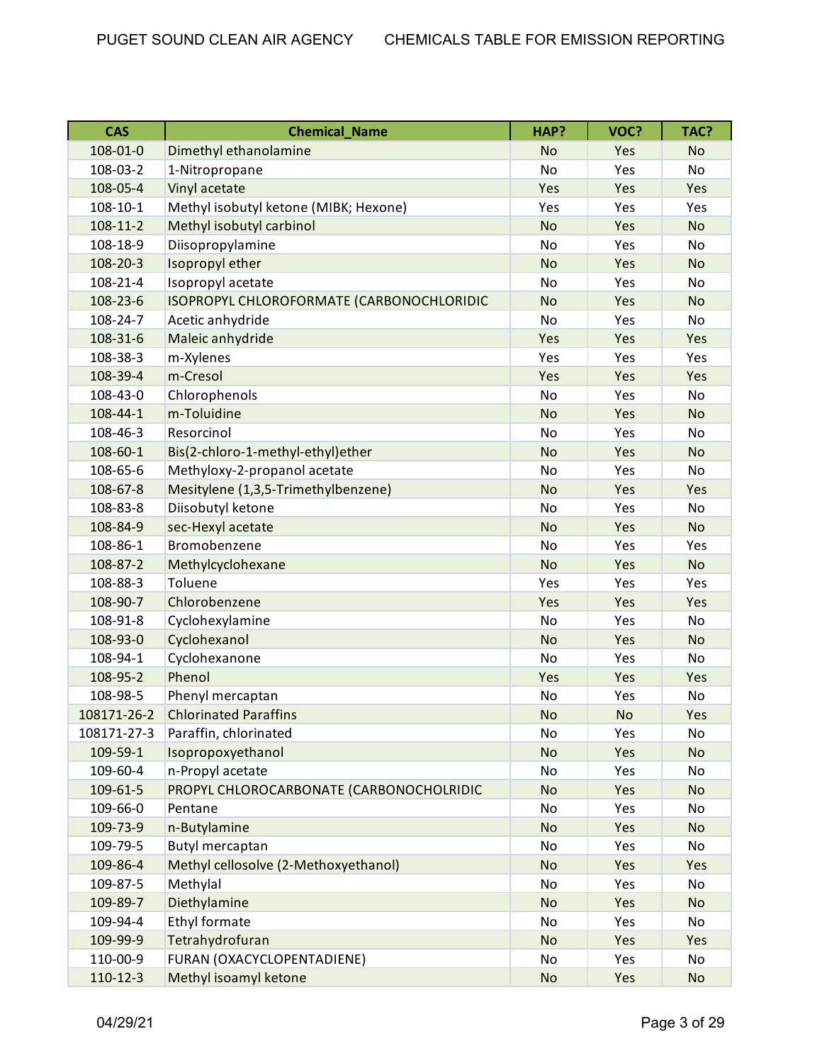| CAS | Chemical_Name | HAP? | VOC? | TAC? |
| --- | --- | --- | --- | --- |
| 108-01-0 | Dimethyl ethanolamine | No | Yes | No |
| 108-03-2 | 1-Nitropropane | No | Yes | No |
| 108-05-4 | Vinyl acetate | Yes | Yes | Yes |
| 108-10-1 | Methyl isobutyl ketone (MIBK; Hexone) | Yes | Yes | Yes |
| 108-11-2 | Methyl isobutyl carbinol | No | Yes | No |
| 108-18-9 | Diisopropylamine | No | Yes | No |
| 108-20-3 | Isopropyl ether | No | Yes | No |
| 108-21-4 | Isopropyl acetate | No | Yes | No |
| 108-23-6 | ISOPROPYL CHLOROFORMATE (CARBONOCHLORIDIC | No | Yes | No |
| 108-24-7 | Acetic anhydride | No | Yes | No |
| 108-31-6 | Maleic anhydride | Yes | Yes | Yes |
| 108-38-3 | m-Xylenes | Yes | Yes | Yes |
| 108-39-4 | m-Cresol | Yes | Yes | Yes |
| 108-43-0 | Chlorophenols | No | Yes | No |
| 108-44-1 | m-Toluidine | No | Yes | No |
| 108-46-3 | Resorcinol | No | Yes | No |
| 108-60-1 | Bis(2-chloro-1-methyl-ethyl)ether | No | Yes | No |
| 108-65-6 | Methyloxy-2-propanol acetate | No | Yes | No |
| 108-67-8 | Mesitylene (1,3,5-Trimethylbenzene) | No | Yes | Yes |
| 108-83-8 | Diisobutyl ketone | No | Yes | No |
| 108-84-9 | sec-Hexyl acetate | No | Yes | No |
| 108-86-1 | Bromobenzene | No | Yes | Yes |
| 108-87-2 | Methylcyclohexane | No | Yes | No |
| 108-88-3 | Toluene | Yes | Yes | Yes |
| 108-90-7 | Chlorobenzene | Yes | Yes | Yes |
| 108-91-8 | Cyclohexylamine | No | Yes | No |
| 108-93-0 | Cyclohexanol | No | Yes | No |
| 108-94-1 | Cyclohexanone | No | Yes | No |
| 108-95-2 | Phenol | Yes | Yes | Yes |
| 108-98-5 | Phenyl mercaptan | No | Yes | No |
| 108171-26-2 | Chlorinated Paraffins | No | No | Yes |
| 108171-27-3 | Paraffin, chlorinated | No | Yes | No |
| 109-59-1 | Isopropoxyethanol | No | Yes | No |
| 109-60-4 | n-Propyl acetate | No | Yes | No |
| 109-61-5 | PROPYL CHLOROCARBONATE (CARBONOCHOLRIDIC | No | Yes | No |
| 109-66-0 | Pentane | No | Yes | No |
| 109-73-9 | n-Butylamine | No | Yes | No |
| 109-79-5 | Butyl mercaptan | No | Yes | No |
| 109-86-4 | Methyl cellosolve (2-Methoxyethanol) | No | Yes | Yes |
| 109-87-5 | Methylal | No | Yes | No |
| 109-89-7 | Diethylamine | No | Yes | No |
| 109-94-4 | Ethyl formate | No | Yes | No |
| 109-99-9 | Tetrahydrofuran | No | Yes | Yes |
| 110-00-9 | FURAN (OXACYCLOPENTADIENE) | No | Yes | No |
| 110-12-3 | Methyl isoamyl ketone | No | Yes | No |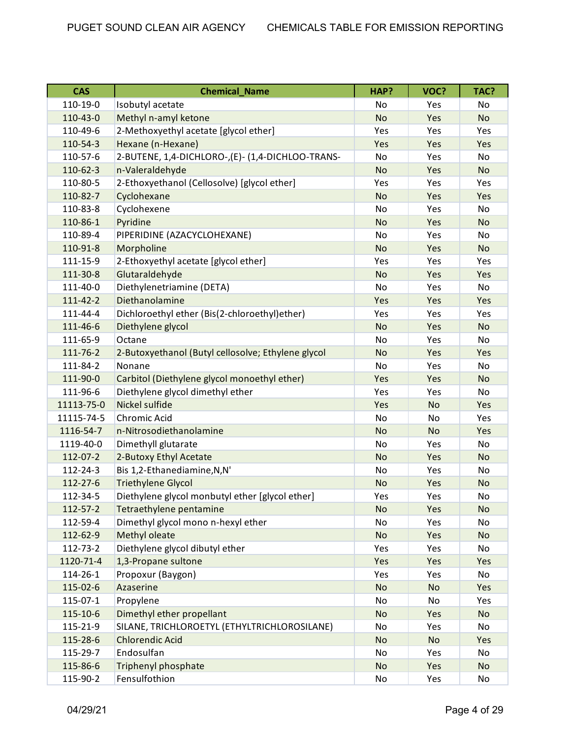| CAS | Chemical_Name | HAP? | VOC? | TAC? |
|---|---|---|---|---|
| 110-19-0 | Isobutyl acetate | No | Yes | No |
| 110-43-0 | Methyl n-amyl ketone | No | Yes | No |
| 110-49-6 | 2-Methoxyethyl acetate [glycol ether] | Yes | Yes | Yes |
| 110-54-3 | Hexane (n-Hexane) | Yes | Yes | Yes |
| 110-57-6 | 2-BUTENE, 1,4-DICHLORO-,(E)- (1,4-DICHLOO-TRANS- | No | Yes | No |
| 110-62-3 | n-Valeraldehyde | No | Yes | No |
| 110-80-5 | 2-Ethoxyethanol (Cellosolve) [glycol ether] | Yes | Yes | Yes |
| 110-82-7 | Cyclohexane | No | Yes | Yes |
| 110-83-8 | Cyclohexene | No | Yes | No |
| 110-86-1 | Pyridine | No | Yes | No |
| 110-89-4 | PIPERIDINE (AZACYCLOHEXANE) | No | Yes | No |
| 110-91-8 | Morpholine | No | Yes | No |
| 111-15-9 | 2-Ethoxyethyl acetate [glycol ether] | Yes | Yes | Yes |
| 111-30-8 | Glutaraldehyde | No | Yes | Yes |
| 111-40-0 | Diethylenetriamine (DETA) | No | Yes | No |
| 111-42-2 | Diethanolamine | Yes | Yes | Yes |
| 111-44-4 | Dichloroethyl ether (Bis(2-chloroethyl)ether) | Yes | Yes | Yes |
| 111-46-6 | Diethylene glycol | No | Yes | No |
| 111-65-9 | Octane | No | Yes | No |
| 111-76-2 | 2-Butoxyethanol (Butyl cellosolve; Ethylene glycol | No | Yes | Yes |
| 111-84-2 | Nonane | No | Yes | No |
| 111-90-0 | Carbitol (Diethylene glycol monoethyl ether) | Yes | Yes | No |
| 111-96-6 | Diethylene glycol dimethyl ether | Yes | Yes | No |
| 11113-75-0 | Nickel sulfide | Yes | No | Yes |
| 11115-74-5 | Chromic Acid | No | No | Yes |
| 1116-54-7 | n-Nitrosodiethanolamine | No | No | Yes |
| 1119-40-0 | Dimethyll glutarate | No | Yes | No |
| 112-07-2 | 2-Butoxy Ethyl Acetate | No | Yes | No |
| 112-24-3 | Bis 1,2-Ethanediamine,N,N' | No | Yes | No |
| 112-27-6 | Triethylene Glycol | No | Yes | No |
| 112-34-5 | Diethylene glycol monbutyl ether [glycol ether] | Yes | Yes | No |
| 112-57-2 | Tetraethylene pentamine | No | Yes | No |
| 112-59-4 | Dimethyl glycol mono n-hexyl ether | No | Yes | No |
| 112-62-9 | Methyl oleate | No | Yes | No |
| 112-73-2 | Diethylene glycol dibutyl ether | Yes | Yes | No |
| 1120-71-4 | 1,3-Propane sultone | Yes | Yes | Yes |
| 114-26-1 | Propoxur (Baygon) | Yes | Yes | No |
| 115-02-6 | Azaserine | No | No | Yes |
| 115-07-1 | Propylene | No | No | Yes |
| 115-10-6 | Dimethyl ether propellant | No | Yes | No |
| 115-21-9 | SILANE, TRICHLOROETYL (ETHYLTRICHLOROSILANE) | No | Yes | No |
| 115-28-6 | Chlorendic Acid | No | No | Yes |
| 115-29-7 | Endosulfan | No | Yes | No |
| 115-86-6 | Triphenyl phosphate | No | Yes | No |
| 115-90-2 | Fensulfothion | No | Yes | No |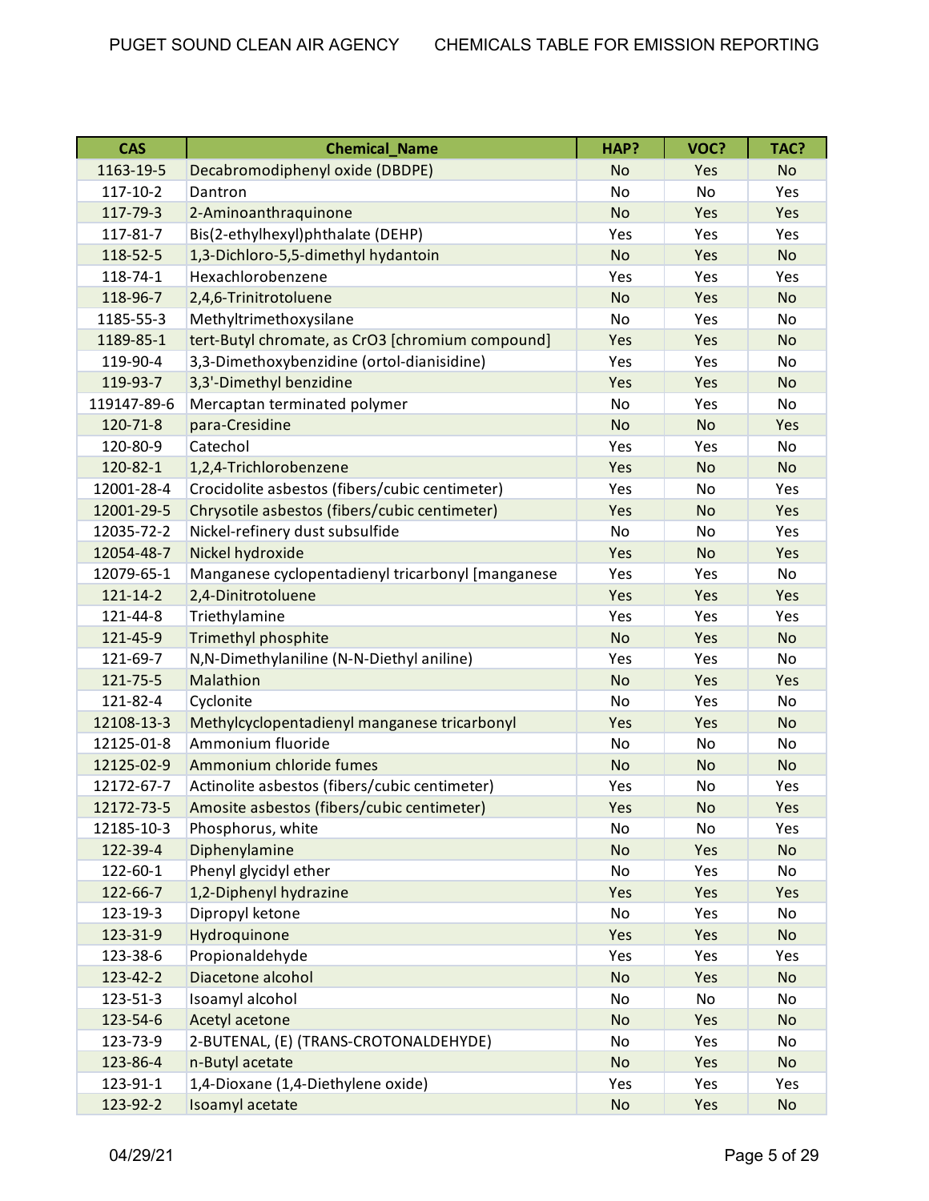| CAS | Chemical_Name | HAP? | VOC? | TAC? |
|---|---|---|---|---|
| 1163-19-5 | Decabromodiphenyl oxide (DBDPE) | No | Yes | No |
| 117-10-2 | Dantron | No | No | Yes |
| 117-79-3 | 2-Aminoanthraquinone | No | Yes | Yes |
| 117-81-7 | Bis(2-ethylhexyl)phthalate (DEHP) | Yes | Yes | Yes |
| 118-52-5 | 1,3-Dichloro-5,5-dimethyl hydantoin | No | Yes | No |
| 118-74-1 | Hexachlorobenzene | Yes | Yes | Yes |
| 118-96-7 | 2,4,6-Trinitrotoluene | No | Yes | No |
| 1185-55-3 | Methyltrimethoxysilane | No | Yes | No |
| 1189-85-1 | tert-Butyl chromate, as CrO3 [chromium compound] | Yes | Yes | No |
| 119-90-4 | 3,3-Dimethoxybenzidine (ortol-dianisidine) | Yes | Yes | No |
| 119-93-7 | 3,3'-Dimethyl benzidine | Yes | Yes | No |
| 119147-89-6 | Mercaptan terminated polymer | No | Yes | No |
| 120-71-8 | para-Cresidine | No | No | Yes |
| 120-80-9 | Catechol | Yes | Yes | No |
| 120-82-1 | 1,2,4-Trichlorobenzene | Yes | No | No |
| 12001-28-4 | Crocidolite asbestos (fibers/cubic centimeter) | Yes | No | Yes |
| 12001-29-5 | Chrysotile asbestos (fibers/cubic centimeter) | Yes | No | Yes |
| 12035-72-2 | Nickel-refinery dust subsulfide | No | No | Yes |
| 12054-48-7 | Nickel hydroxide | Yes | No | Yes |
| 12079-65-1 | Manganese cyclopentadienyl tricarbonyl [manganese | Yes | Yes | No |
| 121-14-2 | 2,4-Dinitrotoluene | Yes | Yes | Yes |
| 121-44-8 | Triethylamine | Yes | Yes | Yes |
| 121-45-9 | Trimethyl phosphite | No | Yes | No |
| 121-69-7 | N,N-Dimethylaniline (N-N-Diethyl aniline) | Yes | Yes | No |
| 121-75-5 | Malathion | No | Yes | Yes |
| 121-82-4 | Cyclonite | No | Yes | No |
| 12108-13-3 | Methylcyclopentadienyl manganese tricarbonyl | Yes | Yes | No |
| 12125-01-8 | Ammonium fluoride | No | No | No |
| 12125-02-9 | Ammonium chloride fumes | No | No | No |
| 12172-67-7 | Actinolite asbestos (fibers/cubic centimeter) | Yes | No | Yes |
| 12172-73-5 | Amosite asbestos (fibers/cubic centimeter) | Yes | No | Yes |
| 12185-10-3 | Phosphorus, white | No | No | Yes |
| 122-39-4 | Diphenylamine | No | Yes | No |
| 122-60-1 | Phenyl glycidyl ether | No | Yes | No |
| 122-66-7 | 1,2-Diphenyl hydrazine | Yes | Yes | Yes |
| 123-19-3 | Dipropyl ketone | No | Yes | No |
| 123-31-9 | Hydroquinone | Yes | Yes | No |
| 123-38-6 | Propionaldehyde | Yes | Yes | Yes |
| 123-42-2 | Diacetone alcohol | No | Yes | No |
| 123-51-3 | Isoamyl alcohol | No | No | No |
| 123-54-6 | Acetyl acetone | No | Yes | No |
| 123-73-9 | 2-BUTENAL, (E) (TRANS-CROTONALDEHYDE) | No | Yes | No |
| 123-86-4 | n-Butyl acetate | No | Yes | No |
| 123-91-1 | 1,4-Dioxane (1,4-Diethylene oxide) | Yes | Yes | Yes |
| 123-92-2 | Isoamyl acetate | No | Yes | No |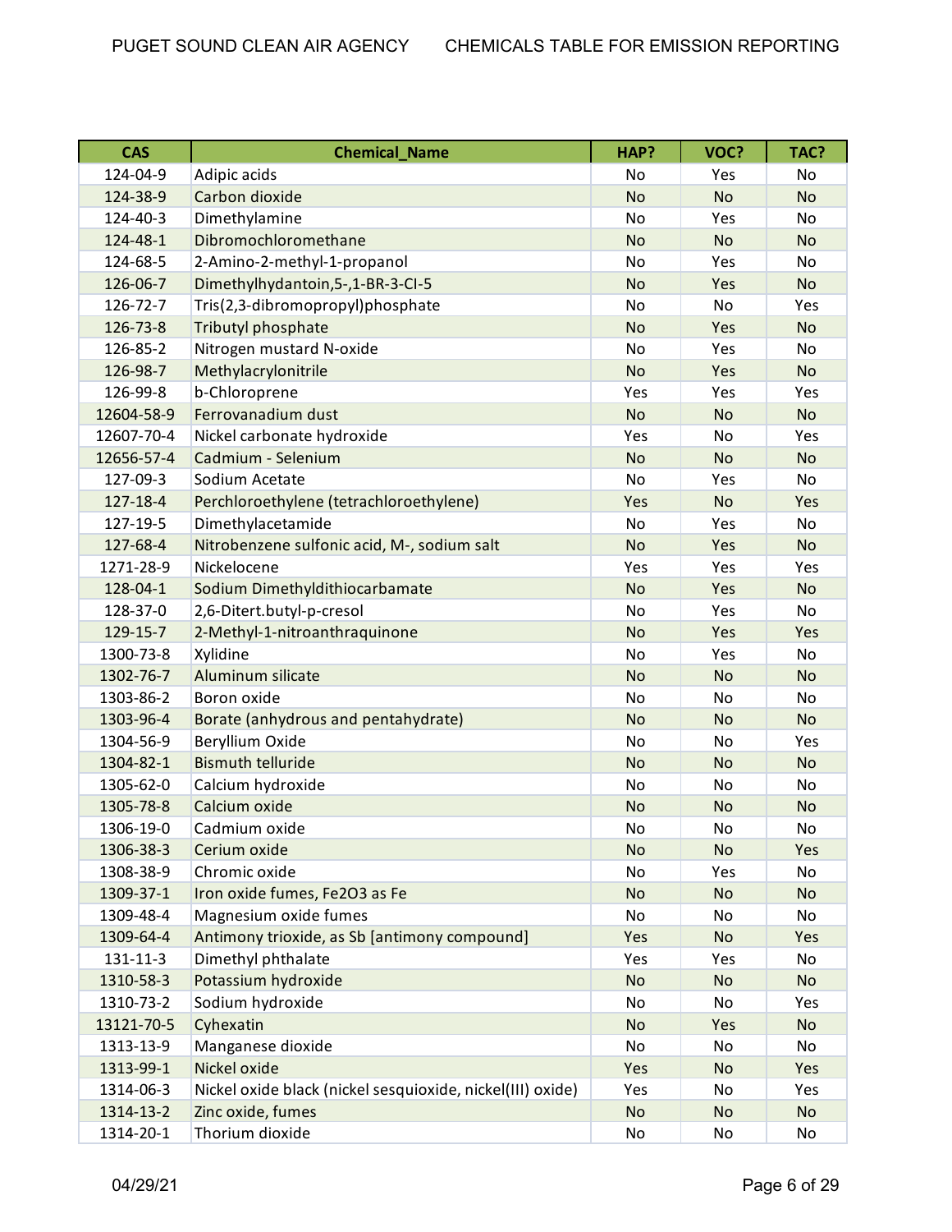| CAS | Chemical_Name | HAP? | VOC? | TAC? |
| --- | --- | --- | --- | --- |
| 124-04-9 | Adipic acids | No | Yes | No |
| 124-38-9 | Carbon dioxide | No | No | No |
| 124-40-3 | Dimethylamine | No | Yes | No |
| 124-48-1 | Dibromochloromethane | No | No | No |
| 124-68-5 | 2-Amino-2-methyl-1-propanol | No | Yes | No |
| 126-06-7 | Dimethylhydantoin,5-,1-BR-3-CI-5 | No | Yes | No |
| 126-72-7 | Tris(2,3-dibromopropyl)phosphate | No | No | Yes |
| 126-73-8 | Tributyl phosphate | No | Yes | No |
| 126-85-2 | Nitrogen mustard N-oxide | No | Yes | No |
| 126-98-7 | Methylacrylonitrile | No | Yes | No |
| 126-99-8 | b-Chloroprene | Yes | Yes | Yes |
| 12604-58-9 | Ferrovanadium dust | No | No | No |
| 12607-70-4 | Nickel carbonate hydroxide | Yes | No | Yes |
| 12656-57-4 | Cadmium - Selenium | No | No | No |
| 127-09-3 | Sodium Acetate | No | Yes | No |
| 127-18-4 | Perchloroethylene (tetrachloroethylene) | Yes | No | Yes |
| 127-19-5 | Dimethylacetamide | No | Yes | No |
| 127-68-4 | Nitrobenzene sulfonic acid, M-, sodium salt | No | Yes | No |
| 1271-28-9 | Nickelocene | Yes | Yes | Yes |
| 128-04-1 | Sodium Dimethyldithiocarbamate | No | Yes | No |
| 128-37-0 | 2,6-Ditert.butyl-p-cresol | No | Yes | No |
| 129-15-7 | 2-Methyl-1-nitroanthraquinone | No | Yes | Yes |
| 1300-73-8 | Xylidine | No | Yes | No |
| 1302-76-7 | Aluminum silicate | No | No | No |
| 1303-86-2 | Boron oxide | No | No | No |
| 1303-96-4 | Borate (anhydrous and pentahydrate) | No | No | No |
| 1304-56-9 | Beryllium Oxide | No | No | Yes |
| 1304-82-1 | Bismuth telluride | No | No | No |
| 1305-62-0 | Calcium hydroxide | No | No | No |
| 1305-78-8 | Calcium oxide | No | No | No |
| 1306-19-0 | Cadmium oxide | No | No | No |
| 1306-38-3 | Cerium oxide | No | No | Yes |
| 1308-38-9 | Chromic oxide | No | Yes | No |
| 1309-37-1 | Iron oxide fumes, Fe2O3 as Fe | No | No | No |
| 1309-48-4 | Magnesium oxide fumes | No | No | No |
| 1309-64-4 | Antimony trioxide, as Sb [antimony compound] | Yes | No | Yes |
| 131-11-3 | Dimethyl phthalate | Yes | Yes | No |
| 1310-58-3 | Potassium hydroxide | No | No | No |
| 1310-73-2 | Sodium hydroxide | No | No | Yes |
| 13121-70-5 | Cyhexatin | No | Yes | No |
| 1313-13-9 | Manganese dioxide | No | No | No |
| 1313-99-1 | Nickel oxide | Yes | No | Yes |
| 1314-06-3 | Nickel oxide black (nickel sesquioxide, nickel(III) oxide) | Yes | No | Yes |
| 1314-13-2 | Zinc oxide, fumes | No | No | No |
| 1314-20-1 | Thorium dioxide | No | No | No |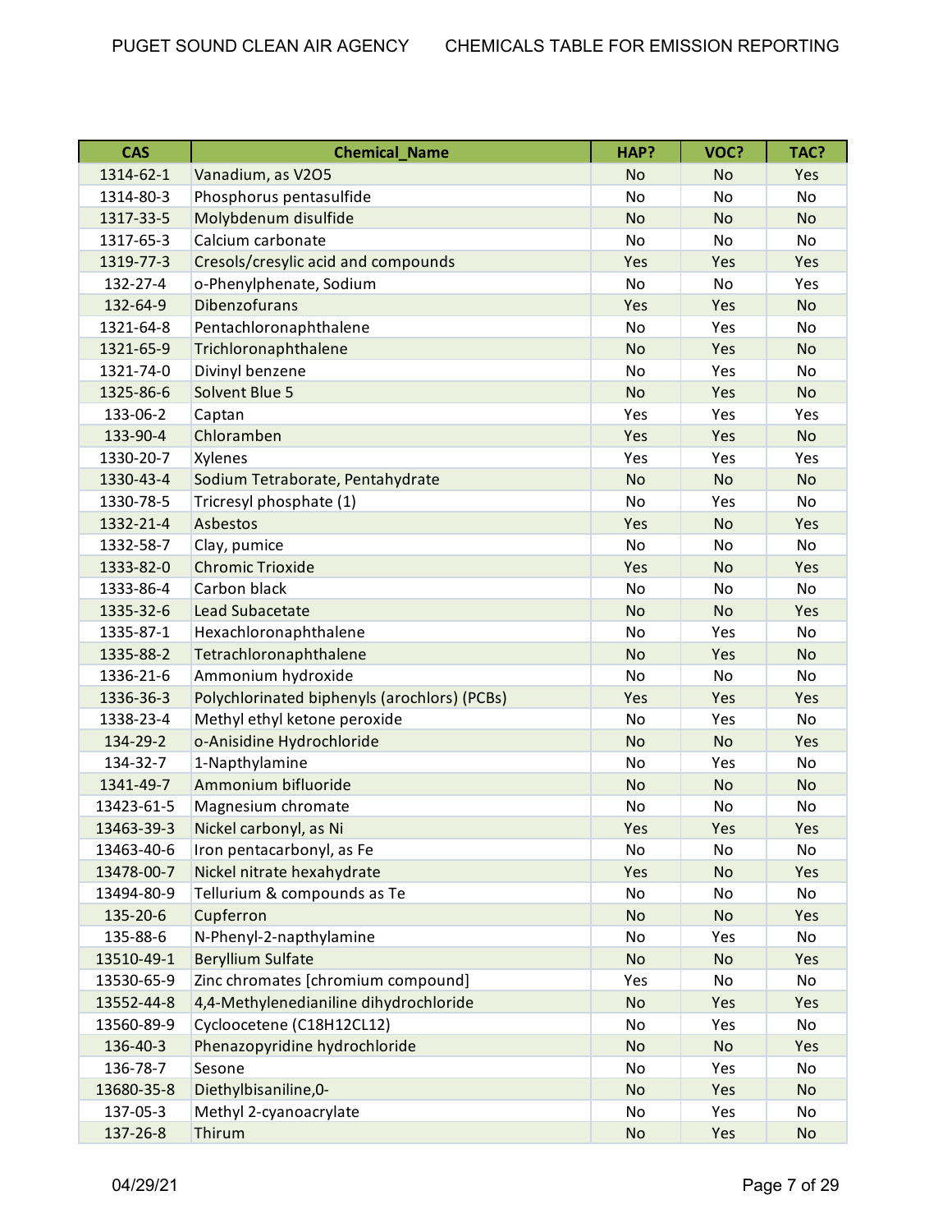| CAS | Chemical_Name | HAP? | VOC? | TAC? |
|---|---|---|---|---|
| 1314-62-1 | Vanadium, as V2O5 | No | No | Yes |
| 1314-80-3 | Phosphorus pentasulfide | No | No | No |
| 1317-33-5 | Molybdenum disulfide | No | No | No |
| 1317-65-3 | Calcium carbonate | No | No | No |
| 1319-77-3 | Cresols/cresylic acid and compounds | Yes | Yes | Yes |
| 132-27-4 | o-Phenylphenate, Sodium | No | No | Yes |
| 132-64-9 | Dibenzofurans | Yes | Yes | No |
| 1321-64-8 | Pentachloronaphthalene | No | Yes | No |
| 1321-65-9 | Trichloronaphthalene | No | Yes | No |
| 1321-74-0 | Divinyl benzene | No | Yes | No |
| 1325-86-6 | Solvent Blue 5 | No | Yes | No |
| 133-06-2 | Captan | Yes | Yes | Yes |
| 133-90-4 | Chloramben | Yes | Yes | No |
| 1330-20-7 | Xylenes | Yes | Yes | Yes |
| 1330-43-4 | Sodium Tetraborate, Pentahydrate | No | No | No |
| 1330-78-5 | Tricresyl phosphate (1) | No | Yes | No |
| 1332-21-4 | Asbestos | Yes | No | Yes |
| 1332-58-7 | Clay, pumice | No | No | No |
| 1333-82-0 | Chromic Trioxide | Yes | No | Yes |
| 1333-86-4 | Carbon black | No | No | No |
| 1335-32-6 | Lead Subacetate | No | No | Yes |
| 1335-87-1 | Hexachloronaphthalene | No | Yes | No |
| 1335-88-2 | Tetrachloronaphthalene | No | Yes | No |
| 1336-21-6 | Ammonium hydroxide | No | No | No |
| 1336-36-3 | Polychlorinated biphenyls (arochlors) (PCBs) | Yes | Yes | Yes |
| 1338-23-4 | Methyl ethyl ketone peroxide | No | Yes | No |
| 134-29-2 | o-Anisidine Hydrochloride | No | No | Yes |
| 134-32-7 | 1-Napthylamine | No | Yes | No |
| 1341-49-7 | Ammonium bifluoride | No | No | No |
| 13423-61-5 | Magnesium chromate | No | No | No |
| 13463-39-3 | Nickel carbonyl, as Ni | Yes | Yes | Yes |
| 13463-40-6 | Iron pentacarbonyl, as Fe | No | No | No |
| 13478-00-7 | Nickel nitrate hexahydrate | Yes | No | Yes |
| 13494-80-9 | Tellurium & compounds as Te | No | No | No |
| 135-20-6 | Cupferron | No | No | Yes |
| 135-88-6 | N-Phenyl-2-napthylamine | No | Yes | No |
| 13510-49-1 | Beryllium Sulfate | No | No | Yes |
| 13530-65-9 | Zinc chromates [chromium compound] | Yes | No | No |
| 13552-44-8 | 4,4-Methylenedianiline dihydrochloride | No | Yes | Yes |
| 13560-89-9 | Cycloocetene (C18H12CL12) | No | Yes | No |
| 136-40-3 | Phenazopyridine hydrochloride | No | No | Yes |
| 136-78-7 | Sesone | No | Yes | No |
| 13680-35-8 | Diethylbisaniline,0- | No | Yes | No |
| 137-05-3 | Methyl 2-cyanoacrylate | No | Yes | No |
| 137-26-8 | Thirum | No | Yes | No |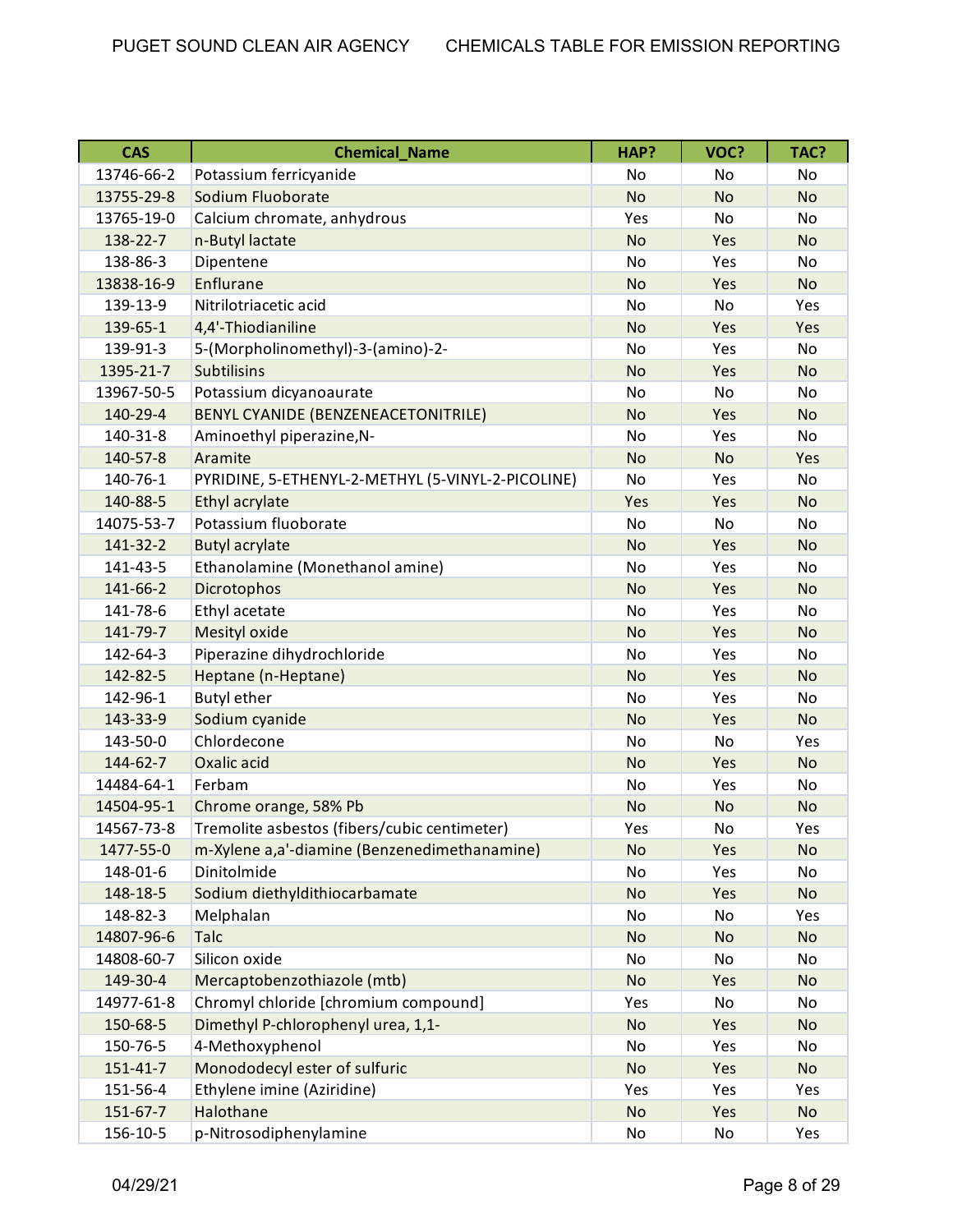| CAS | Chemical_Name | HAP? | VOC? | TAC? |
|---|---|---|---|---|
| 13746-66-2 | Potassium ferricyanide | No | No | No |
| 13755-29-8 | Sodium Fluoborate | No | No | No |
| 13765-19-0 | Calcium chromate, anhydrous | Yes | No | No |
| 138-22-7 | n-Butyl lactate | No | Yes | No |
| 138-86-3 | Dipentene | No | Yes | No |
| 13838-16-9 | Enflurane | No | Yes | No |
| 139-13-9 | Nitrilotriacetic acid | No | No | Yes |
| 139-65-1 | 4,4'-Thiodianiline | No | Yes | Yes |
| 139-91-3 | 5-(Morpholinomethyl)-3-(amino)-2- | No | Yes | No |
| 1395-21-7 | Subtilisins | No | Yes | No |
| 13967-50-5 | Potassium dicyanoaurate | No | No | No |
| 140-29-4 | BENYL CYANIDE (BENZENEACETONITRILE) | No | Yes | No |
| 140-31-8 | Aminoethyl piperazine,N- | No | Yes | No |
| 140-57-8 | Aramite | No | No | Yes |
| 140-76-1 | PYRIDINE, 5-ETHENYL-2-METHYL (5-VINYL-2-PICOLINE) | No | Yes | No |
| 140-88-5 | Ethyl acrylate | Yes | Yes | No |
| 14075-53-7 | Potassium fluoborate | No | No | No |
| 141-32-2 | Butyl acrylate | No | Yes | No |
| 141-43-5 | Ethanolamine (Monethanol amine) | No | Yes | No |
| 141-66-2 | Dicrotophos | No | Yes | No |
| 141-78-6 | Ethyl acetate | No | Yes | No |
| 141-79-7 | Mesityl oxide | No | Yes | No |
| 142-64-3 | Piperazine dihydrochloride | No | Yes | No |
| 142-82-5 | Heptane (n-Heptane) | No | Yes | No |
| 142-96-1 | Butyl ether | No | Yes | No |
| 143-33-9 | Sodium cyanide | No | Yes | No |
| 143-50-0 | Chlordecone | No | No | Yes |
| 144-62-7 | Oxalic acid | No | Yes | No |
| 14484-64-1 | Ferbam | No | Yes | No |
| 14504-95-1 | Chrome orange, 58% Pb | No | No | No |
| 14567-73-8 | Tremolite asbestos (fibers/cubic centimeter) | Yes | No | Yes |
| 1477-55-0 | m-Xylene a,a'-diamine (Benzenedimethanamine) | No | Yes | No |
| 148-01-6 | Dinitolmide | No | Yes | No |
| 148-18-5 | Sodium diethyldithiocarbamate | No | Yes | No |
| 148-82-3 | Melphalan | No | No | Yes |
| 14807-96-6 | Talc | No | No | No |
| 14808-60-7 | Silicon oxide | No | No | No |
| 149-30-4 | Mercaptobenzothiazole (mtb) | No | Yes | No |
| 14977-61-8 | Chromyl chloride [chromium compound] | Yes | No | No |
| 150-68-5 | Dimethyl P-chlorophenyl urea, 1,1- | No | Yes | No |
| 150-76-5 | 4-Methoxyphenol | No | Yes | No |
| 151-41-7 | Monododecyl ester of sulfuric | No | Yes | No |
| 151-56-4 | Ethylene imine (Aziridine) | Yes | Yes | Yes |
| 151-67-7 | Halothane | No | Yes | No |
| 156-10-5 | p-Nitrosodiphenylamine | No | No | Yes |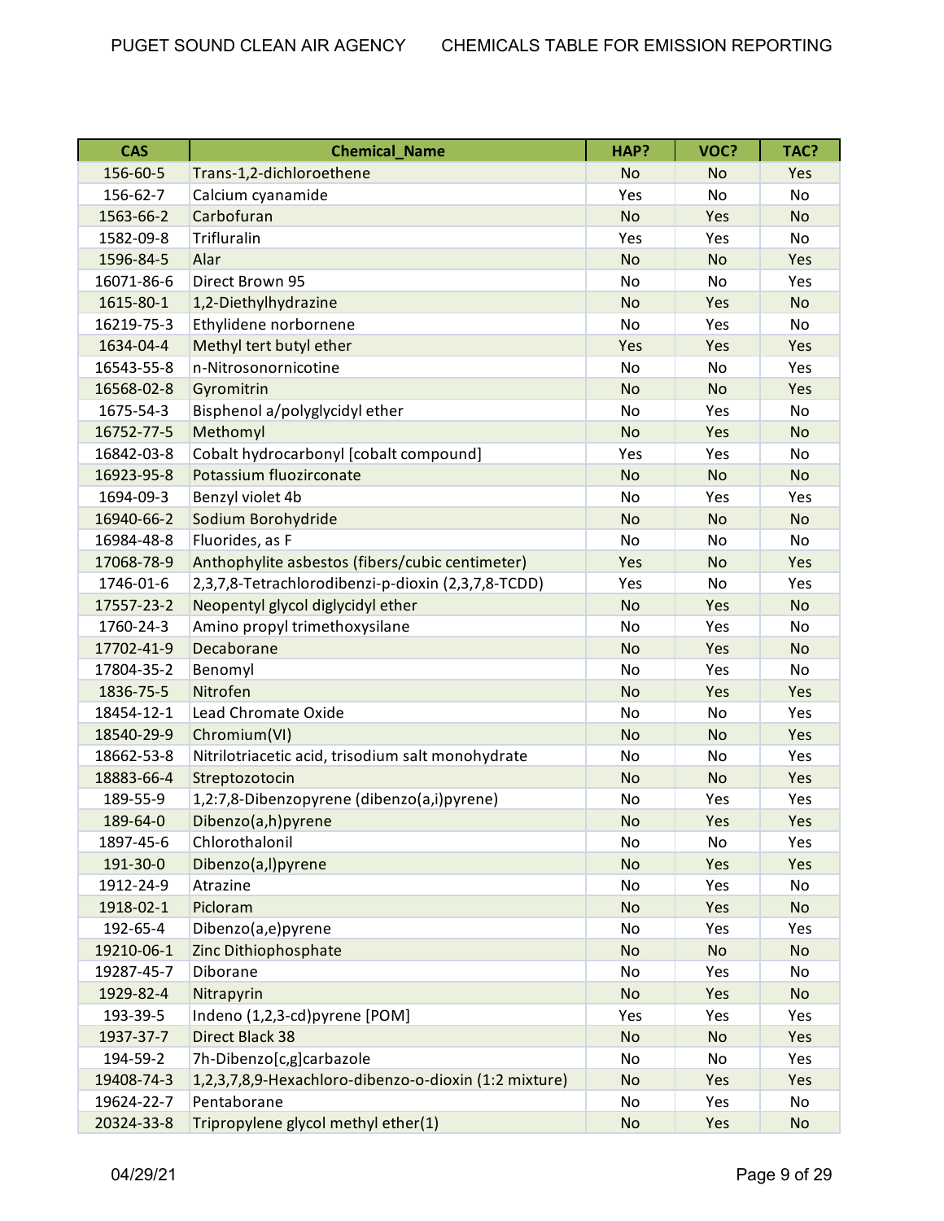| CAS | Chemical_Name | HAP? | VOC? | TAC? |
|---|---|---|---|---|
| 156-60-5 | Trans-1,2-dichloroethene | No | No | Yes |
| 156-62-7 | Calcium cyanamide | Yes | No | No |
| 1563-66-2 | Carbofuran | No | Yes | No |
| 1582-09-8 | Trifluralin | Yes | Yes | No |
| 1596-84-5 | Alar | No | No | Yes |
| 16071-86-6 | Direct Brown 95 | No | No | Yes |
| 1615-80-1 | 1,2-Diethylhydrazine | No | Yes | No |
| 16219-75-3 | Ethylidene norbornene | No | Yes | No |
| 1634-04-4 | Methyl tert butyl ether | Yes | Yes | Yes |
| 16543-55-8 | n-Nitrosonornicotine | No | No | Yes |
| 16568-02-8 | Gyromitrin | No | No | Yes |
| 1675-54-3 | Bisphenol a/polyglycidyl ether | No | Yes | No |
| 16752-77-5 | Methomyl | No | Yes | No |
| 16842-03-8 | Cobalt hydrocarbonyl [cobalt compound] | Yes | Yes | No |
| 16923-95-8 | Potassium fluozirconate | No | No | No |
| 1694-09-3 | Benzyl violet 4b | No | Yes | Yes |
| 16940-66-2 | Sodium Borohydride | No | No | No |
| 16984-48-8 | Fluorides, as F | No | No | No |
| 17068-78-9 | Anthophylite asbestos (fibers/cubic centimeter) | Yes | No | Yes |
| 1746-01-6 | 2,3,7,8-Tetrachlorodibenzi-p-dioxin (2,3,7,8-TCDD) | Yes | No | Yes |
| 17557-23-2 | Neopentyl glycol diglycidyl ether | No | Yes | No |
| 1760-24-3 | Amino propyl trimethoxysilane | No | Yes | No |
| 17702-41-9 | Decaborane | No | Yes | No |
| 17804-35-2 | Benomyl | No | Yes | No |
| 1836-75-5 | Nitrofen | No | Yes | Yes |
| 18454-12-1 | Lead Chromate Oxide | No | No | Yes |
| 18540-29-9 | Chromium(VI) | No | No | Yes |
| 18662-53-8 | Nitrilotriacetic acid, trisodium salt monohydrate | No | No | Yes |
| 18883-66-4 | Streptozotocin | No | No | Yes |
| 189-55-9 | 1,2:7,8-Dibenzopyrene (dibenzo(a,i)pyrene) | No | Yes | Yes |
| 189-64-0 | Dibenzo(a,h)pyrene | No | Yes | Yes |
| 1897-45-6 | Chlorothalonil | No | No | Yes |
| 191-30-0 | Dibenzo(a,l)pyrene | No | Yes | Yes |
| 1912-24-9 | Atrazine | No | Yes | No |
| 1918-02-1 | Picloram | No | Yes | No |
| 192-65-4 | Dibenzo(a,e)pyrene | No | Yes | Yes |
| 19210-06-1 | Zinc Dithiophosphate | No | No | No |
| 19287-45-7 | Diborane | No | Yes | No |
| 1929-82-4 | Nitrapyrin | No | Yes | No |
| 193-39-5 | Indeno (1,2,3-cd)pyrene [POM] | Yes | Yes | Yes |
| 1937-37-7 | Direct Black 38 | No | No | Yes |
| 194-59-2 | 7h-Dibenzo[c,g]carbazole | No | No | Yes |
| 19408-74-3 | 1,2,3,7,8,9-Hexachloro-dibenzo-o-dioxin (1:2 mixture) | No | Yes | Yes |
| 19624-22-7 | Pentaborane | No | Yes | No |
| 20324-33-8 | Tripropylene glycol methyl ether(1) | No | Yes | No |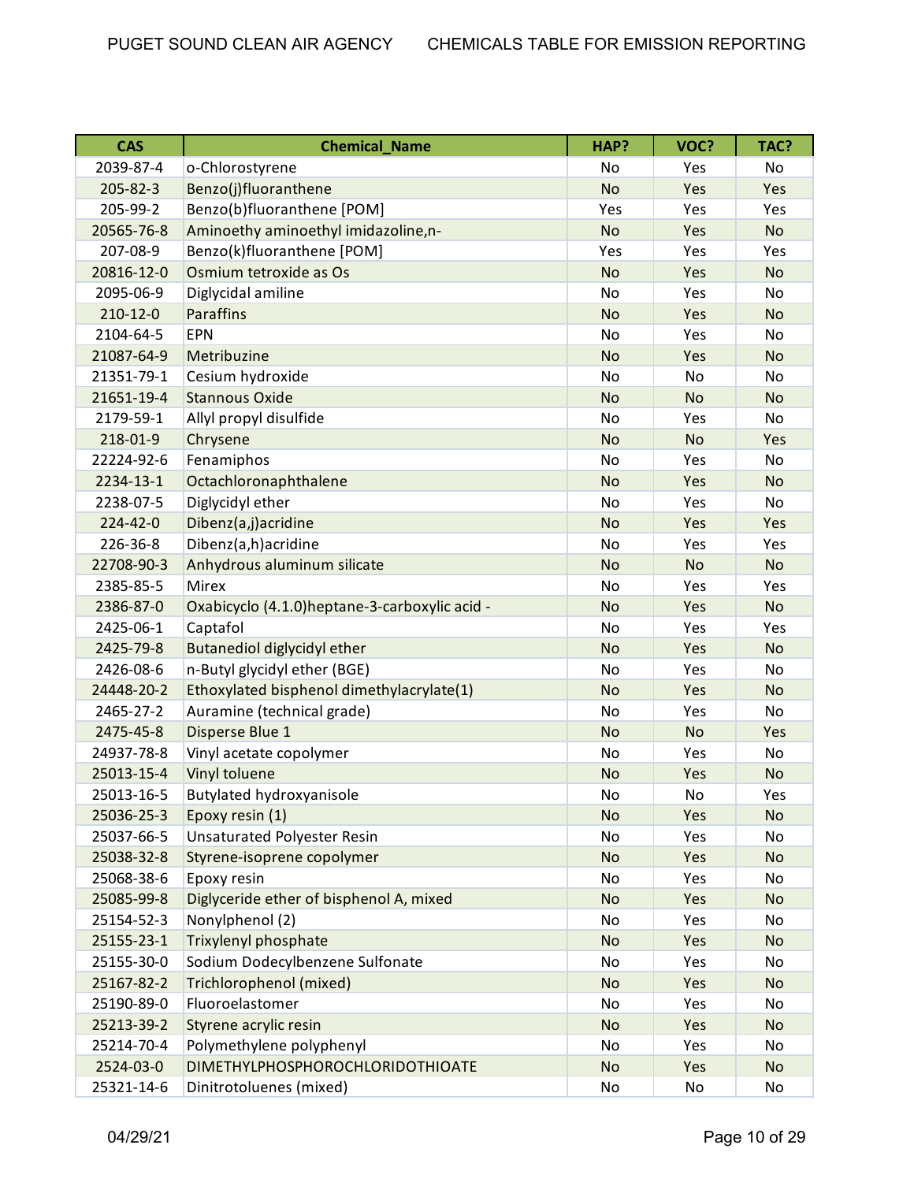| CAS | Chemical_Name | HAP? | VOC? | TAC? |
|---|---|---|---|---|
| 2039-87-4 | o-Chlorostyrene | No | Yes | No |
| 205-82-3 | Benzo(j)fluoranthene | No | Yes | Yes |
| 205-99-2 | Benzo(b)fluoranthene [POM] | Yes | Yes | Yes |
| 20565-76-8 | Aminoethy aminoethyl imidazoline,n- | No | Yes | No |
| 207-08-9 | Benzo(k)fluoranthene [POM] | Yes | Yes | Yes |
| 20816-12-0 | Osmium tetroxide as Os | No | Yes | No |
| 2095-06-9 | Diglycidal amiline | No | Yes | No |
| 210-12-0 | Paraffins | No | Yes | No |
| 2104-64-5 | EPN | No | Yes | No |
| 21087-64-9 | Metribuzine | No | Yes | No |
| 21351-79-1 | Cesium hydroxide | No | No | No |
| 21651-19-4 | Stannous Oxide | No | No | No |
| 2179-59-1 | Allyl propyl disulfide | No | Yes | No |
| 218-01-9 | Chrysene | No | No | Yes |
| 22224-92-6 | Fenamiphos | No | Yes | No |
| 2234-13-1 | Octachloronaphthalene | No | Yes | No |
| 2238-07-5 | Diglycidyl ether | No | Yes | No |
| 224-42-0 | Dibenz(a,j)acridine | No | Yes | Yes |
| 226-36-8 | Dibenz(a,h)acridine | No | Yes | Yes |
| 22708-90-3 | Anhydrous aluminum silicate | No | No | No |
| 2385-85-5 | Mirex | No | Yes | Yes |
| 2386-87-0 | Oxabicyclo (4.1.0)heptane-3-carboxylic acid - | No | Yes | No |
| 2425-06-1 | Captafol | No | Yes | Yes |
| 2425-79-8 | Butanediol diglycidyl ether | No | Yes | No |
| 2426-08-6 | n-Butyl glycidyl ether (BGE) | No | Yes | No |
| 24448-20-2 | Ethoxylated bisphenol dimethylacrylate(1) | No | Yes | No |
| 2465-27-2 | Auramine (technical grade) | No | Yes | No |
| 2475-45-8 | Disperse Blue 1 | No | No | Yes |
| 24937-78-8 | Vinyl acetate copolymer | No | Yes | No |
| 25013-15-4 | Vinyl toluene | No | Yes | No |
| 25013-16-5 | Butylated hydroxyanisole | No | No | Yes |
| 25036-25-3 | Epoxy resin (1) | No | Yes | No |
| 25037-66-5 | Unsaturated Polyester Resin | No | Yes | No |
| 25038-32-8 | Styrene-isoprene copolymer | No | Yes | No |
| 25068-38-6 | Epoxy resin | No | Yes | No |
| 25085-99-8 | Diglyceride ether of bisphenol A, mixed | No | Yes | No |
| 25154-52-3 | Nonylphenol (2) | No | Yes | No |
| 25155-23-1 | Trixylenyl phosphate | No | Yes | No |
| 25155-30-0 | Sodium Dodecylbenzene Sulfonate | No | Yes | No |
| 25167-82-2 | Trichlorophenol (mixed) | No | Yes | No |
| 25190-89-0 | Fluoroelastomer | No | Yes | No |
| 25213-39-2 | Styrene acrylic resin | No | Yes | No |
| 25214-70-4 | Polymethylene polyphenyl | No | Yes | No |
| 2524-03-0 | DIMETHYLPHOSPHOROCHLORIDOTHIOATE | No | Yes | No |
| 25321-14-6 | Dinitrotoluenes (mixed) | No | No | No |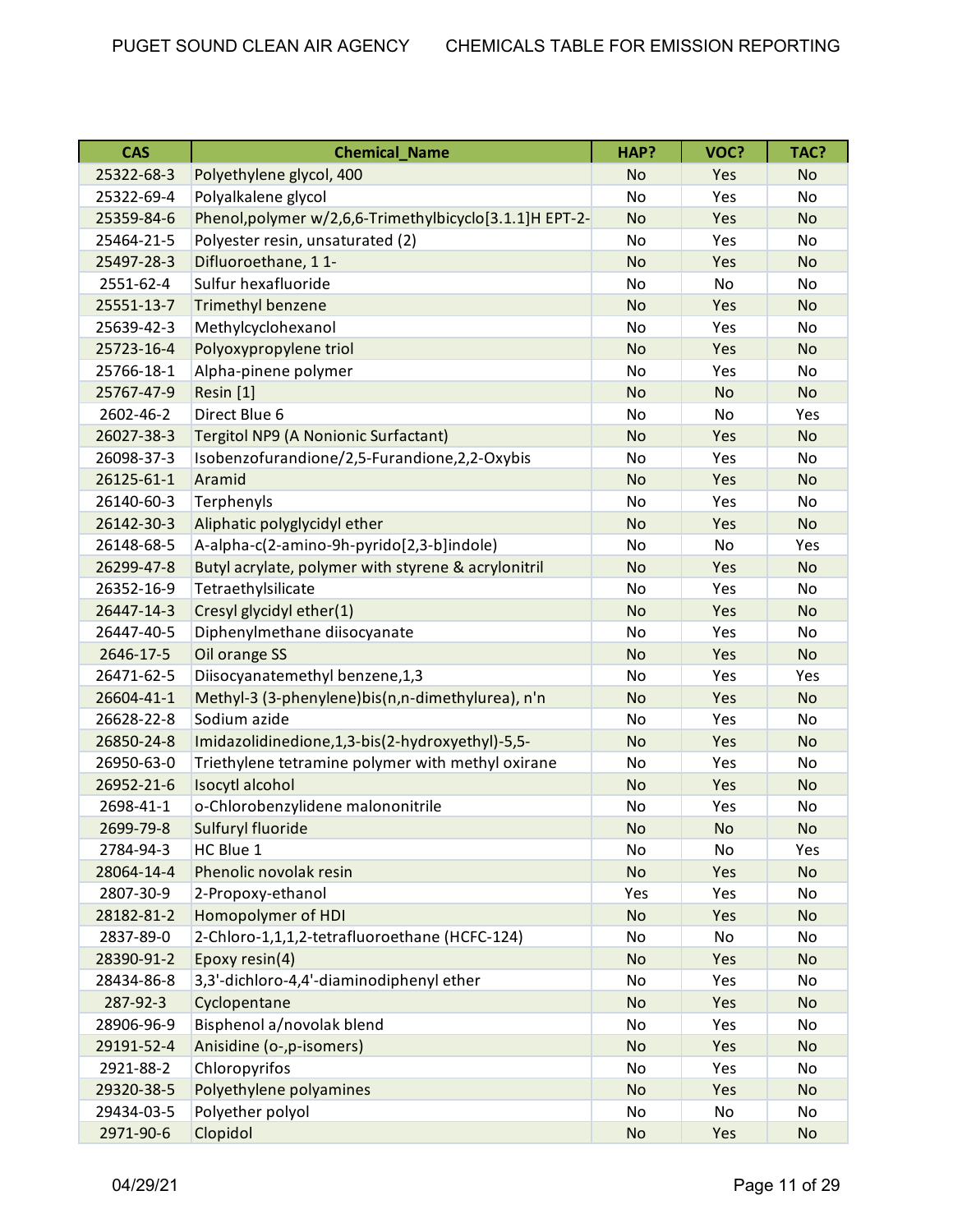| CAS | Chemical_Name | HAP? | VOC? | TAC? |
|---|---|---|---|---|
| 25322-68-3 | Polyethylene glycol, 400 | No | Yes | No |
| 25322-69-4 | Polyalkalene glycol | No | Yes | No |
| 25359-84-6 | Phenol,polymer w/2,6,6-Trimethylbicyclo[3.1.1]H EPT-2- | No | Yes | No |
| 25464-21-5 | Polyester resin, unsaturated (2) | No | Yes | No |
| 25497-28-3 | Difluoroethane, 1 1- | No | Yes | No |
| 2551-62-4 | Sulfur hexafluoride | No | No | No |
| 25551-13-7 | Trimethyl benzene | No | Yes | No |
| 25639-42-3 | Methylcyclohexanol | No | Yes | No |
| 25723-16-4 | Polyoxypropylene triol | No | Yes | No |
| 25766-18-1 | Alpha-pinene polymer | No | Yes | No |
| 25767-47-9 | Resin [1] | No | No | No |
| 2602-46-2 | Direct Blue 6 | No | No | Yes |
| 26027-38-3 | Tergitol NP9 (A Nonionic Surfactant) | No | Yes | No |
| 26098-37-3 | Isobenzofurandione/2,5-Furandione,2,2-Oxybis | No | Yes | No |
| 26125-61-1 | Aramid | No | Yes | No |
| 26140-60-3 | Terphenyls | No | Yes | No |
| 26142-30-3 | Aliphatic polyglycidyl ether | No | Yes | No |
| 26148-68-5 | A-alpha-c(2-amino-9h-pyrido[2,3-b]indole) | No | No | Yes |
| 26299-47-8 | Butyl acrylate, polymer with styrene & acrylonitril | No | Yes | No |
| 26352-16-9 | Tetraethylsilicate | No | Yes | No |
| 26447-14-3 | Cresyl glycidyl ether(1) | No | Yes | No |
| 26447-40-5 | Diphenylmethane diisocyanate | No | Yes | No |
| 2646-17-5 | Oil orange SS | No | Yes | No |
| 26471-62-5 | Diisocyanatemethyl benzene,1,3 | No | Yes | Yes |
| 26604-41-1 | Methyl-3 (3-phenylene)bis(n,n-dimethylurea), n'n | No | Yes | No |
| 26628-22-8 | Sodium azide | No | Yes | No |
| 26850-24-8 | Imidazolidinedione,1,3-bis(2-hydroxyethyl)-5,5- | No | Yes | No |
| 26950-63-0 | Triethylene tetramine polymer with methyl oxirane | No | Yes | No |
| 26952-21-6 | Isocytl alcohol | No | Yes | No |
| 2698-41-1 | o-Chlorobenzylidene malononitrile | No | Yes | No |
| 2699-79-8 | Sulfuryl fluoride | No | No | No |
| 2784-94-3 | HC Blue 1 | No | No | Yes |
| 28064-14-4 | Phenolic novolak resin | No | Yes | No |
| 2807-30-9 | 2-Propoxy-ethanol | Yes | Yes | No |
| 28182-81-2 | Homopolymer of HDI | No | Yes | No |
| 2837-89-0 | 2-Chloro-1,1,1,2-tetrafluoroethane (HCFC-124) | No | No | No |
| 28390-91-2 | Epoxy resin(4) | No | Yes | No |
| 28434-86-8 | 3,3'-dichloro-4,4'-diaminodiphenyl ether | No | Yes | No |
| 287-92-3 | Cyclopentane | No | Yes | No |
| 28906-96-9 | Bisphenol a/novolak blend | No | Yes | No |
| 29191-52-4 | Anisidine (o-,p-isomers) | No | Yes | No |
| 2921-88-2 | Chloropyrifos | No | Yes | No |
| 29320-38-5 | Polyethylene polyamines | No | Yes | No |
| 29434-03-5 | Polyether polyol | No | No | No |
| 2971-90-6 | Clopidol | No | Yes | No |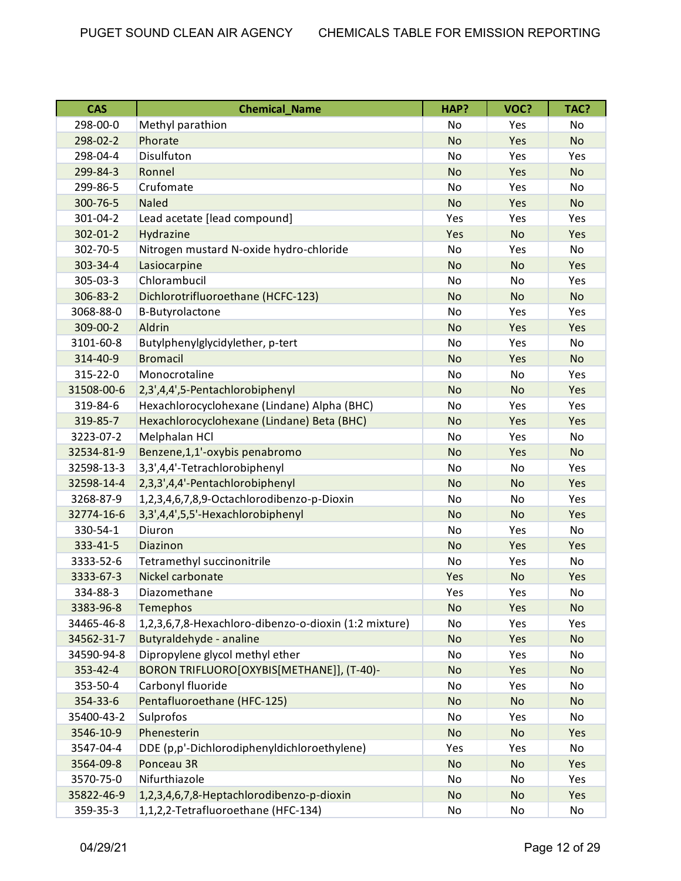| CAS | Chemical_Name | HAP? | VOC? | TAC? |
|---|---|---|---|---|
| 298-00-0 | Methyl parathion | No | Yes | No |
| 298-02-2 | Phorate | No | Yes | No |
| 298-04-4 | Disulfuton | No | Yes | Yes |
| 299-84-3 | Ronnel | No | Yes | No |
| 299-86-5 | Crufomate | No | Yes | No |
| 300-76-5 | Naled | No | Yes | No |
| 301-04-2 | Lead acetate [lead compound] | Yes | Yes | Yes |
| 302-01-2 | Hydrazine | Yes | No | Yes |
| 302-70-5 | Nitrogen mustard N-oxide hydro-chloride | No | Yes | No |
| 303-34-4 | Lasiocarpine | No | No | Yes |
| 305-03-3 | Chlorambucil | No | No | Yes |
| 306-83-2 | Dichlorotrifluoroethane (HCFC-123) | No | No | No |
| 3068-88-0 | B-Butyrolactone | No | Yes | Yes |
| 309-00-2 | Aldrin | No | Yes | Yes |
| 3101-60-8 | Butylphenylglycidylether, p-tert | No | Yes | No |
| 314-40-9 | Bromacil | No | Yes | No |
| 315-22-0 | Monocrotaline | No | No | Yes |
| 31508-00-6 | 2,3',4,4',5-Pentachlorobiphenyl | No | No | Yes |
| 319-84-6 | Hexachlorocyclohexane (Lindane) Alpha (BHC) | No | Yes | Yes |
| 319-85-7 | Hexachlorocyclohexane (Lindane) Beta (BHC) | No | Yes | Yes |
| 3223-07-2 | Melphalan HCl | No | Yes | No |
| 32534-81-9 | Benzene,1,1'-oxybis penabromo | No | Yes | No |
| 32598-13-3 | 3,3',4,4'-Tetrachlorobiphenyl | No | No | Yes |
| 32598-14-4 | 2,3,3',4,4'-Pentachlorobiphenyl | No | No | Yes |
| 3268-87-9 | 1,2,3,4,6,7,8,9-Octachlorodibenzo-p-Dioxin | No | No | Yes |
| 32774-16-6 | 3,3',4,4',5,5'-Hexachlorobiphenyl | No | No | Yes |
| 330-54-1 | Diuron | No | Yes | No |
| 333-41-5 | Diazinon | No | Yes | Yes |
| 3333-52-6 | Tetramethyl succinonitrile | No | Yes | No |
| 3333-67-3 | Nickel carbonate | Yes | No | Yes |
| 334-88-3 | Diazomethane | Yes | Yes | No |
| 3383-96-8 | Temephos | No | Yes | No |
| 34465-46-8 | 1,2,3,6,7,8-Hexachloro-dibenzo-o-dioxin (1:2 mixture) | No | Yes | Yes |
| 34562-31-7 | Butyraldehyde - analine | No | Yes | No |
| 34590-94-8 | Dipropylene glycol methyl ether | No | Yes | No |
| 353-42-4 | BORON TRIFLUORO[OXYBIS[METHANE]], (T-40)- | No | Yes | No |
| 353-50-4 | Carbonyl fluoride | No | Yes | No |
| 354-33-6 | Pentafluoroethane (HFC-125) | No | No | No |
| 35400-43-2 | Sulprofos | No | Yes | No |
| 3546-10-9 | Phenesterin | No | No | Yes |
| 3547-04-4 | DDE (p,p'-Dichlorodiphenyldichloroethylene) | Yes | Yes | No |
| 3564-09-8 | Ponceau 3R | No | No | Yes |
| 3570-75-0 | Nifurthiazole | No | No | Yes |
| 35822-46-9 | 1,2,3,4,6,7,8-Heptachlorodibenzo-p-dioxin | No | No | Yes |
| 359-35-3 | 1,1,2,2-Tetrafluoroethane (HFC-134) | No | No | No |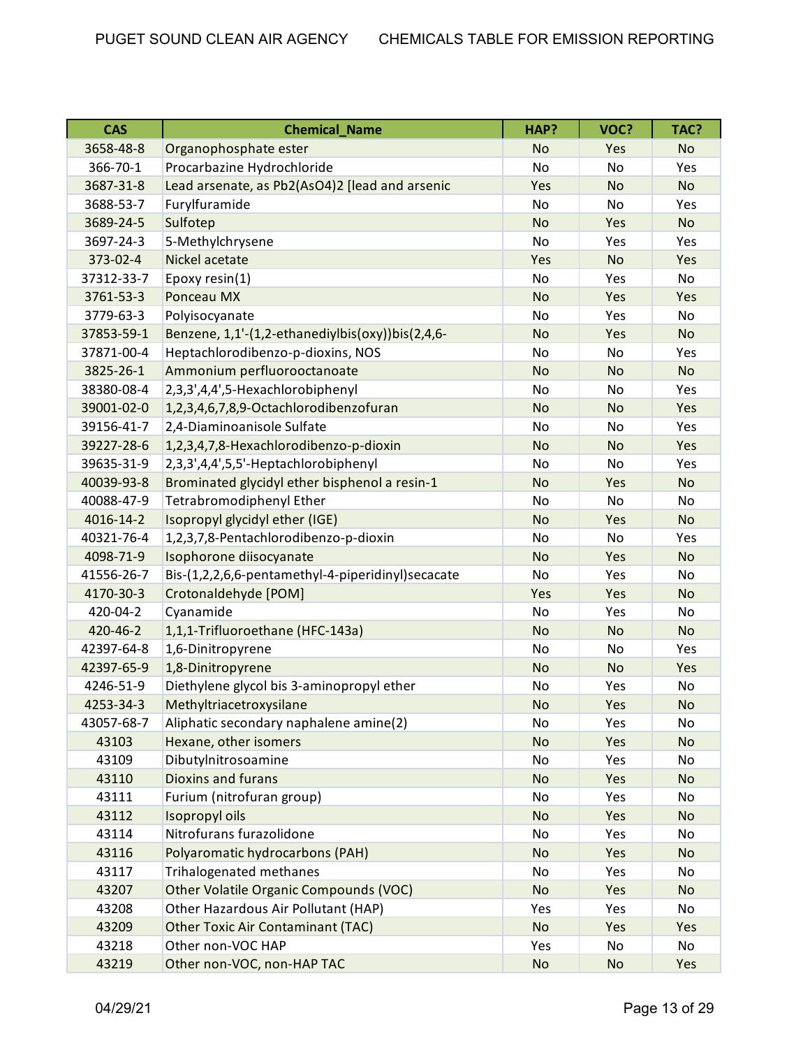| CAS | Chemical_Name | HAP? | VOC? | TAC? |
|---|---|---|---|---|
| 3658-48-8 | Organophosphate ester | No | Yes | No |
| 366-70-1 | Procarbazine Hydrochloride | No | No | Yes |
| 3687-31-8 | Lead arsenate, as Pb2(AsO4)2 [lead and arsenic | Yes | No | No |
| 3688-53-7 | Furylfuramide | No | No | Yes |
| 3689-24-5 | Sulfotep | No | Yes | No |
| 3697-24-3 | 5-Methylchrysene | No | Yes | Yes |
| 373-02-4 | Nickel acetate | Yes | No | Yes |
| 37312-33-7 | Epoxy resin(1) | No | Yes | No |
| 3761-53-3 | Ponceau MX | No | Yes | Yes |
| 3779-63-3 | Polyisocyanate | No | Yes | No |
| 37853-59-1 | Benzene, 1,1'-(1,2-ethanediylbis(oxy))bis(2,4,6- | No | Yes | No |
| 37871-00-4 | Heptachlorodibenzo-p-dioxins, NOS | No | No | Yes |
| 3825-26-1 | Ammonium perfluorooctanoate | No | No | No |
| 38380-08-4 | 2,3,3',4,4',5-Hexachlorobiphenyl | No | No | Yes |
| 39001-02-0 | 1,2,3,4,6,7,8,9-Octachlorodibenzofuran | No | No | Yes |
| 39156-41-7 | 2,4-Diaminoanisole Sulfate | No | No | Yes |
| 39227-28-6 | 1,2,3,4,7,8-Hexachlorodibenzo-p-dioxin | No | No | Yes |
| 39635-31-9 | 2,3,3',4,4',5,5'-Heptachlorobiphenyl | No | No | Yes |
| 40039-93-8 | Brominated glycidyl ether bisphenol a resin-1 | No | Yes | No |
| 40088-47-9 | Tetrabromodiphenyl Ether | No | No | No |
| 4016-14-2 | Isopropyl glycidyl ether (IGE) | No | Yes | No |
| 40321-76-4 | 1,2,3,7,8-Pentachlorodibenzo-p-dioxin | No | No | Yes |
| 4098-71-9 | Isophorone diisocyanate | No | Yes | No |
| 41556-26-7 | Bis-(1,2,2,6,6-pentamethyl-4-piperidinyl)secacate | No | Yes | No |
| 4170-30-3 | Crotonaldehyde [POM] | Yes | Yes | No |
| 420-04-2 | Cyanamide | No | Yes | No |
| 420-46-2 | 1,1,1-Trifluoroethane (HFC-143a) | No | No | No |
| 42397-64-8 | 1,6-Dinitropyrene | No | No | Yes |
| 42397-65-9 | 1,8-Dinitropyrene | No | No | Yes |
| 4246-51-9 | Diethylene glycol bis 3-aminopropyl ether | No | Yes | No |
| 4253-34-3 | Methyltriacetroxysilane | No | Yes | No |
| 43057-68-7 | Aliphatic secondary naphalene amine(2) | No | Yes | No |
| 43103 | Hexane, other isomers | No | Yes | No |
| 43109 | Dibutylnitrosoamine | No | Yes | No |
| 43110 | Dioxins and furans | No | Yes | No |
| 43111 | Furium (nitrofuran group) | No | Yes | No |
| 43112 | Isopropyl oils | No | Yes | No |
| 43114 | Nitrofurans furazolidone | No | Yes | No |
| 43116 | Polyaromatic hydrocarbons (PAH) | No | Yes | No |
| 43117 | Trihalogenated methanes | No | Yes | No |
| 43207 | Other Volatile Organic Compounds (VOC) | No | Yes | No |
| 43208 | Other Hazardous Air Pollutant (HAP) | Yes | Yes | No |
| 43209 | Other Toxic Air Contaminant (TAC) | No | Yes | Yes |
| 43218 | Other non-VOC HAP | Yes | No | No |
| 43219 | Other non-VOC, non-HAP TAC | No | No | Yes |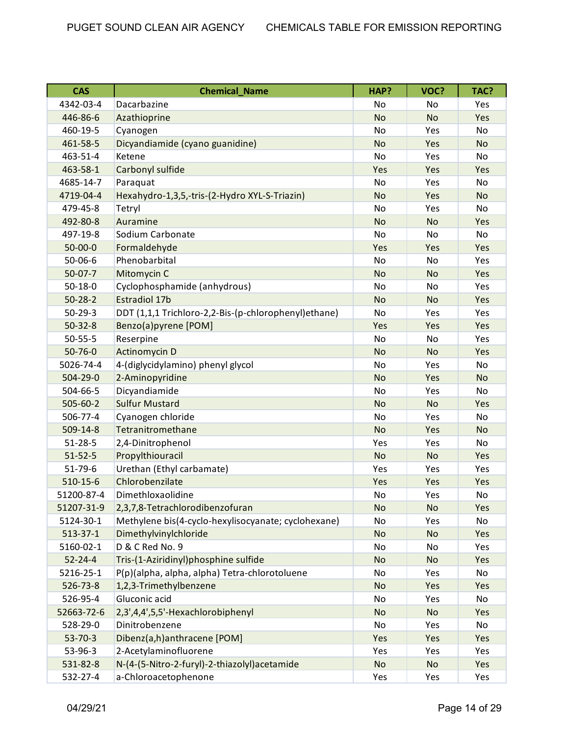| CAS | Chemical_Name | HAP? | VOC? | TAC? |
|---|---|---|---|---|
| 4342-03-4 | Dacarbazine | No | No | Yes |
| 446-86-6 | Azathioprine | No | No | Yes |
| 460-19-5 | Cyanogen | No | Yes | No |
| 461-58-5 | Dicyandiamide (cyano guanidine) | No | Yes | No |
| 463-51-4 | Ketene | No | Yes | No |
| 463-58-1 | Carbonyl sulfide | Yes | Yes | Yes |
| 4685-14-7 | Paraquat | No | Yes | No |
| 4719-04-4 | Hexahydro-1,3,5,-tris-(2-Hydro XYL-S-Triazin) | No | Yes | No |
| 479-45-8 | Tetryl | No | Yes | No |
| 492-80-8 | Auramine | No | No | Yes |
| 497-19-8 | Sodium Carbonate | No | No | No |
| 50-00-0 | Formaldehyde | Yes | Yes | Yes |
| 50-06-6 | Phenobarbital | No | No | Yes |
| 50-07-7 | Mitomycin C | No | No | Yes |
| 50-18-0 | Cyclophosphamide (anhydrous) | No | No | Yes |
| 50-28-2 | Estradiol 17b | No | No | Yes |
| 50-29-3 | DDT (1,1,1 Trichloro-2,2-Bis-(p-chlorophenyl)ethane) | No | Yes | Yes |
| 50-32-8 | Benzo(a)pyrene [POM] | Yes | Yes | Yes |
| 50-55-5 | Reserpine | No | No | Yes |
| 50-76-0 | Actinomycin D | No | No | Yes |
| 5026-74-4 | 4-(diglycidylamino) phenyl glycol | No | Yes | No |
| 504-29-0 | 2-Aminopyridine | No | Yes | No |
| 504-66-5 | Dicyandiamide | No | Yes | No |
| 505-60-2 | Sulfur Mustard | No | No | Yes |
| 506-77-4 | Cyanogen chloride | No | Yes | No |
| 509-14-8 | Tetranitromethane | No | Yes | No |
| 51-28-5 | 2,4-Dinitrophenol | Yes | Yes | No |
| 51-52-5 | Propylthiouracil | No | No | Yes |
| 51-79-6 | Urethan (Ethyl carbamate) | Yes | Yes | Yes |
| 510-15-6 | Chlorobenzilate | Yes | Yes | Yes |
| 51200-87-4 | Dimethloxaolidine | No | Yes | No |
| 51207-31-9 | 2,3,7,8-Tetrachlorodibenzofuran | No | No | Yes |
| 5124-30-1 | Methylene bis(4-cyclo-hexylisocyanate; cyclohexane) | No | Yes | No |
| 513-37-1 | Dimethylvinylchloride | No | No | Yes |
| 5160-02-1 | D & C Red No. 9 | No | No | Yes |
| 52-24-4 | Tris-(1-Aziridinyl)phosphine sulfide | No | No | Yes |
| 5216-25-1 | P(p)(alpha, alpha, alpha) Tetra-chlorotoluene | No | Yes | No |
| 526-73-8 | 1,2,3-Trimethylbenzene | No | Yes | Yes |
| 526-95-4 | Gluconic acid | No | Yes | No |
| 52663-72-6 | 2,3',4,4',5,5'-Hexachlorobiphenyl | No | No | Yes |
| 528-29-0 | Dinitrobenzene | No | Yes | No |
| 53-70-3 | Dibenz(a,h)anthracene [POM] | Yes | Yes | Yes |
| 53-96-3 | 2-Acetylaminofluorene | Yes | Yes | Yes |
| 531-82-8 | N-(4-(5-Nitro-2-furyl)-2-thiazolyl)acetamide | No | No | Yes |
| 532-27-4 | a-Chloroacetophenone | Yes | Yes | Yes |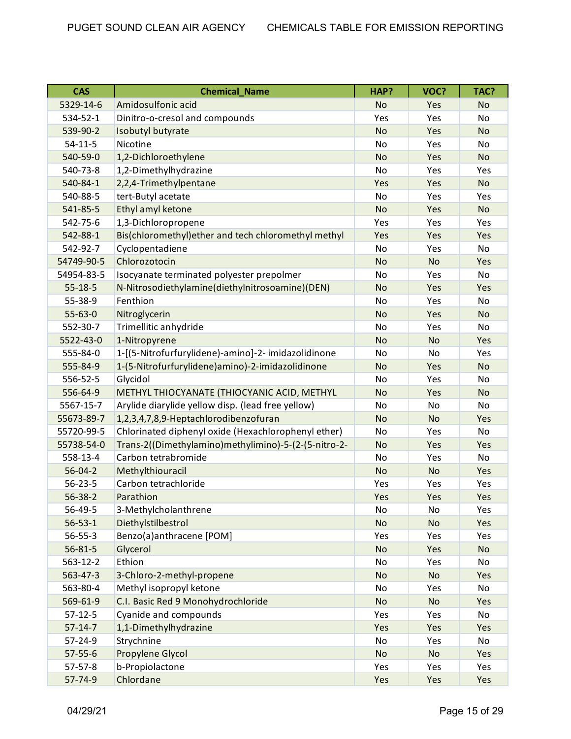| CAS | Chemical_Name | HAP? | VOC? | TAC? |
|---|---|---|---|---|
| 5329-14-6 | Amidosulfonic acid | No | Yes | No |
| 534-52-1 | Dinitro-o-cresol and compounds | Yes | Yes | No |
| 539-90-2 | Isobutyl butyrate | No | Yes | No |
| 54-11-5 | Nicotine | No | Yes | No |
| 540-59-0 | 1,2-Dichloroethylene | No | Yes | No |
| 540-73-8 | 1,2-Dimethylhydrazine | No | Yes | Yes |
| 540-84-1 | 2,2,4-Trimethylpentane | Yes | Yes | No |
| 540-88-5 | tert-Butyl acetate | No | Yes | Yes |
| 541-85-5 | Ethyl amyl ketone | No | Yes | No |
| 542-75-6 | 1,3-Dichloropropene | Yes | Yes | Yes |
| 542-88-1 | Bis(chloromethyl)ether and tech chloromethyl methyl | Yes | Yes | Yes |
| 542-92-7 | Cyclopentadiene | No | Yes | No |
| 54749-90-5 | Chlorozotocin | No | No | Yes |
| 54954-83-5 | Isocyanate terminated polyester prepolmer | No | Yes | No |
| 55-18-5 | N-Nitrosodiethylamine(diethylnitrosoamine)(DEN) | No | Yes | Yes |
| 55-38-9 | Fenthion | No | Yes | No |
| 55-63-0 | Nitroglycerin | No | Yes | No |
| 552-30-7 | Trimellitic anhydride | No | Yes | No |
| 5522-43-0 | 1-Nitropyrene | No | No | Yes |
| 555-84-0 | 1-[(5-Nitrofurfurylidene)-amino]-2- imidazolidinone | No | No | Yes |
| 555-84-9 | 1-(5-Nitrofurfurylidene)amino)-2-imidazolidinone | No | Yes | No |
| 556-52-5 | Glycidol | No | Yes | No |
| 556-64-9 | METHYL THIOCYANATE (THIOCYANIC ACID, METHYL | No | Yes | No |
| 5567-15-7 | Arylide diarylide yellow disp. (lead free yellow) | No | No | No |
| 55673-89-7 | 1,2,3,4,7,8,9-Heptachlorodibenzofuran | No | No | Yes |
| 55720-99-5 | Chlorinated diphenyl oxide (Hexachlorophenyl ether) | No | Yes | No |
| 55738-54-0 | Trans-2((Dimethylamino)methylimino)-5-(2-(5-nitro-2- | No | Yes | Yes |
| 558-13-4 | Carbon tetrabromide | No | Yes | No |
| 56-04-2 | Methylthiouracil | No | No | Yes |
| 56-23-5 | Carbon tetrachloride | Yes | Yes | Yes |
| 56-38-2 | Parathion | Yes | Yes | Yes |
| 56-49-5 | 3-Methylcholanthrene | No | No | Yes |
| 56-53-1 | Diethylstilbestrol | No | No | Yes |
| 56-55-3 | Benzo(a)anthracene [POM] | Yes | Yes | Yes |
| 56-81-5 | Glycerol | No | Yes | No |
| 563-12-2 | Ethion | No | Yes | No |
| 563-47-3 | 3-Chloro-2-methyl-propene | No | No | Yes |
| 563-80-4 | Methyl isopropyl ketone | No | Yes | No |
| 569-61-9 | C.I. Basic Red 9 Monohydrochloride | No | No | Yes |
| 57-12-5 | Cyanide and compounds | Yes | Yes | No |
| 57-14-7 | 1,1-Dimethylhydrazine | Yes | Yes | Yes |
| 57-24-9 | Strychnine | No | Yes | No |
| 57-55-6 | Propylene Glycol | No | No | Yes |
| 57-57-8 | b-Propiolactone | Yes | Yes | Yes |
| 57-74-9 | Chlordane | Yes | Yes | Yes |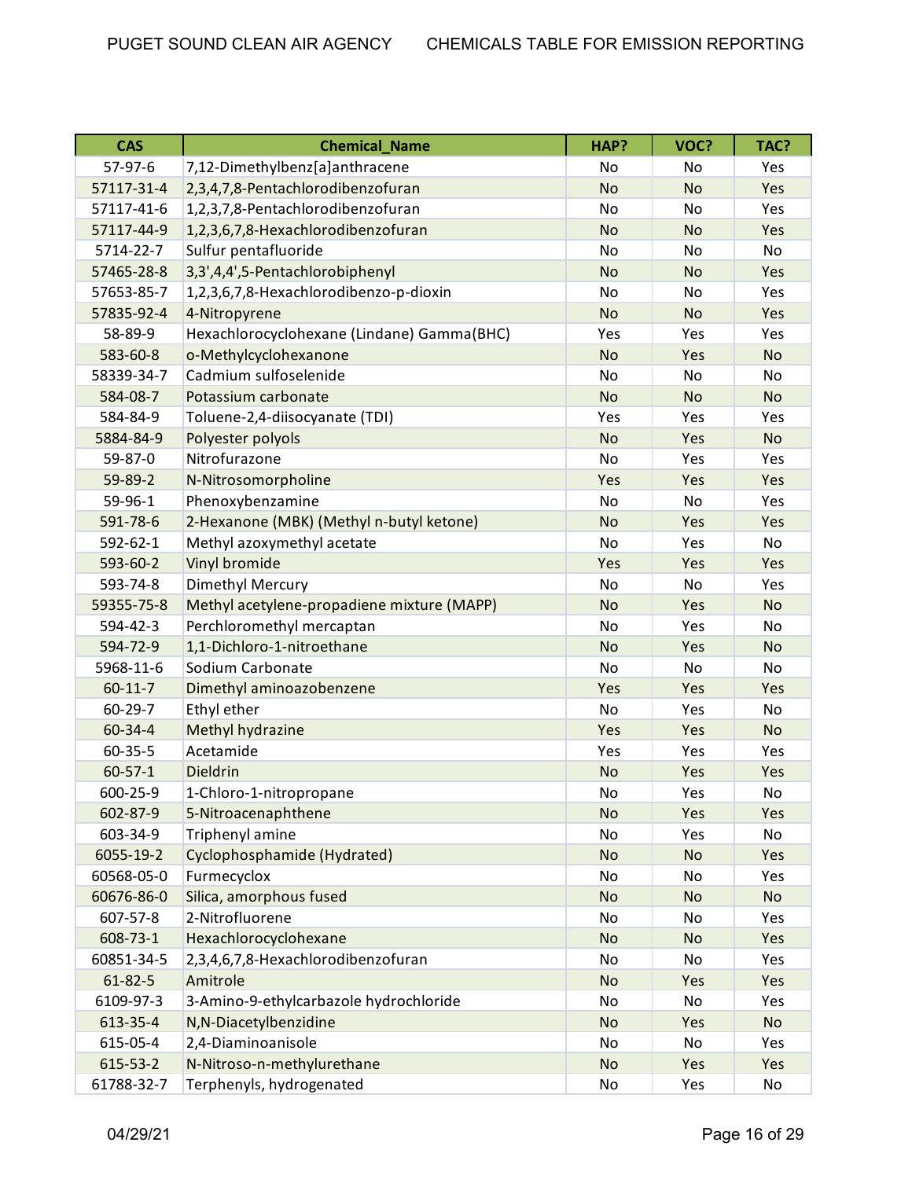| CAS | Chemical_Name | HAP? | VOC? | TAC? |
|---|---|---|---|---|
| 57-97-6 | 7,12-Dimethylbenz[a]anthracene | No | No | Yes |
| 57117-31-4 | 2,3,4,7,8-Pentachlorodibenzofuran | No | No | Yes |
| 57117-41-6 | 1,2,3,7,8-Pentachlorodibenzofuran | No | No | Yes |
| 57117-44-9 | 1,2,3,6,7,8-Hexachlorodibenzofuran | No | No | Yes |
| 5714-22-7 | Sulfur pentafluoride | No | No | No |
| 57465-28-8 | 3,3',4,4',5-Pentachlorobiphenyl | No | No | Yes |
| 57653-85-7 | 1,2,3,6,7,8-Hexachlorodibenzo-p-dioxin | No | No | Yes |
| 57835-92-4 | 4-Nitropyrene | No | No | Yes |
| 58-89-9 | Hexachlorocyclohexane (Lindane) Gamma(BHC) | Yes | Yes | Yes |
| 583-60-8 | o-Methylcyclohexanone | No | Yes | No |
| 58339-34-7 | Cadmium sulfoselenide | No | No | No |
| 584-08-7 | Potassium carbonate | No | No | No |
| 584-84-9 | Toluene-2,4-diisocyanate (TDI) | Yes | Yes | Yes |
| 5884-84-9 | Polyester polyols | No | Yes | No |
| 59-87-0 | Nitrofurazone | No | Yes | Yes |
| 59-89-2 | N-Nitrosomorpholine | Yes | Yes | Yes |
| 59-96-1 | Phenoxybenzamine | No | No | Yes |
| 591-78-6 | 2-Hexanone (MBK) (Methyl n-butyl ketone) | No | Yes | Yes |
| 592-62-1 | Methyl azoxymethyl acetate | No | Yes | No |
| 593-60-2 | Vinyl bromide | Yes | Yes | Yes |
| 593-74-8 | Dimethyl Mercury | No | No | Yes |
| 59355-75-8 | Methyl acetylene-propadiene mixture (MAPP) | No | Yes | No |
| 594-42-3 | Perchloromethyl mercaptan | No | Yes | No |
| 594-72-9 | 1,1-Dichloro-1-nitroethane | No | Yes | No |
| 5968-11-6 | Sodium Carbonate | No | No | No |
| 60-11-7 | Dimethyl aminoazobenzene | Yes | Yes | Yes |
| 60-29-7 | Ethyl ether | No | Yes | No |
| 60-34-4 | Methyl hydrazine | Yes | Yes | No |
| 60-35-5 | Acetamide | Yes | Yes | Yes |
| 60-57-1 | Dieldrin | No | Yes | Yes |
| 600-25-9 | 1-Chloro-1-nitropropane | No | Yes | No |
| 602-87-9 | 5-Nitroacenaphthene | No | Yes | Yes |
| 603-34-9 | Triphenyl amine | No | Yes | No |
| 6055-19-2 | Cyclophosphamide (Hydrated) | No | No | Yes |
| 60568-05-0 | Furmecyclox | No | No | Yes |
| 60676-86-0 | Silica, amorphous fused | No | No | No |
| 607-57-8 | 2-Nitrofluorene | No | No | Yes |
| 608-73-1 | Hexachlorocyclohexane | No | No | Yes |
| 60851-34-5 | 2,3,4,6,7,8-Hexachlorodibenzofuran | No | No | Yes |
| 61-82-5 | Amitrole | No | Yes | Yes |
| 6109-97-3 | 3-Amino-9-ethylcarbazole hydrochloride | No | No | Yes |
| 613-35-4 | N,N-Diacetylbenzidine | No | Yes | No |
| 615-05-4 | 2,4-Diaminoanisole | No | No | Yes |
| 615-53-2 | N-Nitroso-n-methylurethane | No | Yes | Yes |
| 61788-32-7 | Terphenyls, hydrogenated | No | Yes | No |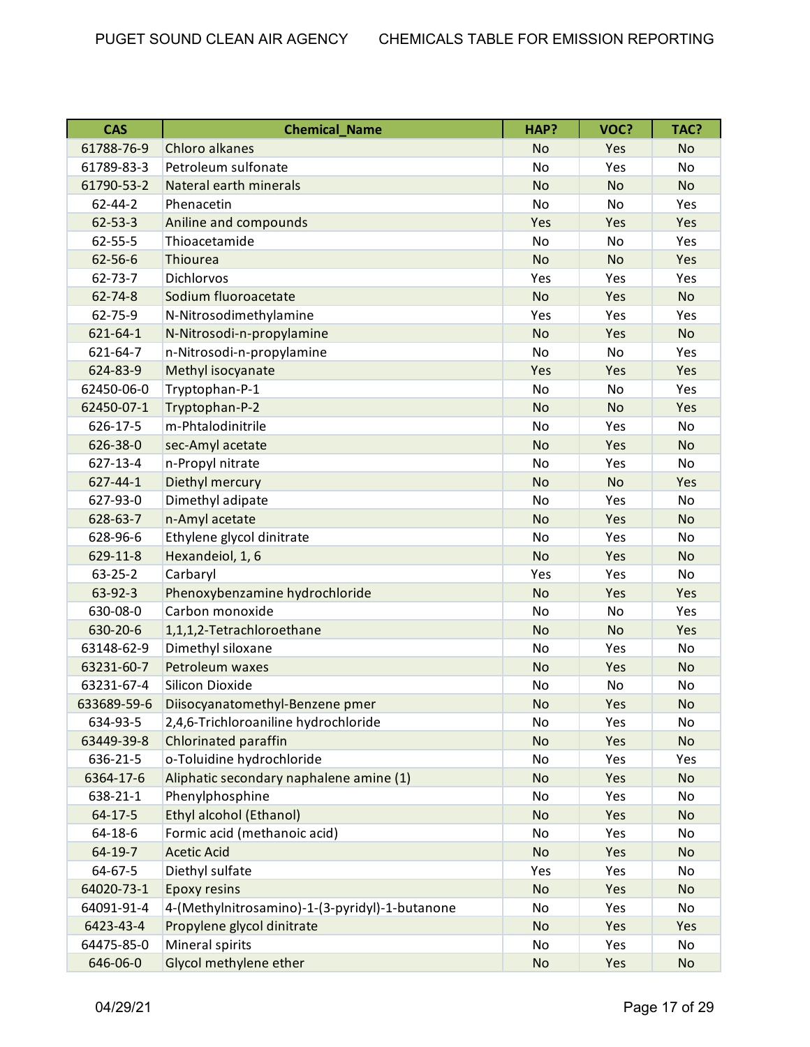| CAS | Chemical_Name | HAP? | VOC? | TAC? |
|---|---|---|---|---|
| 61788-76-9 | Chloro alkanes | No | Yes | No |
| 61789-83-3 | Petroleum sulfonate | No | Yes | No |
| 61790-53-2 | Nateral earth minerals | No | No | No |
| 62-44-2 | Phenacetin | No | No | Yes |
| 62-53-3 | Aniline and compounds | Yes | Yes | Yes |
| 62-55-5 | Thioacetamide | No | No | Yes |
| 62-56-6 | Thiourea | No | No | Yes |
| 62-73-7 | Dichlorvos | Yes | Yes | Yes |
| 62-74-8 | Sodium fluoroacetate | No | Yes | No |
| 62-75-9 | N-Nitrosodimethylamine | Yes | Yes | Yes |
| 621-64-1 | N-Nitrosodi-n-propylamine | No | Yes | No |
| 621-64-7 | n-Nitrosodi-n-propylamine | No | No | Yes |
| 624-83-9 | Methyl isocyanate | Yes | Yes | Yes |
| 62450-06-0 | Tryptophan-P-1 | No | No | Yes |
| 62450-07-1 | Tryptophan-P-2 | No | No | Yes |
| 626-17-5 | m-Phtalodinitrile | No | Yes | No |
| 626-38-0 | sec-Amyl acetate | No | Yes | No |
| 627-13-4 | n-Propyl nitrate | No | Yes | No |
| 627-44-1 | Diethyl mercury | No | No | Yes |
| 627-93-0 | Dimethyl adipate | No | Yes | No |
| 628-63-7 | n-Amyl acetate | No | Yes | No |
| 628-96-6 | Ethylene glycol dinitrate | No | Yes | No |
| 629-11-8 | Hexandeiol, 1, 6 | No | Yes | No |
| 63-25-2 | Carbaryl | Yes | Yes | No |
| 63-92-3 | Phenoxybenzamine hydrochloride | No | Yes | Yes |
| 630-08-0 | Carbon monoxide | No | No | Yes |
| 630-20-6 | 1,1,1,2-Tetrachloroethane | No | No | Yes |
| 63148-62-9 | Dimethyl siloxane | No | Yes | No |
| 63231-60-7 | Petroleum waxes | No | Yes | No |
| 63231-67-4 | Silicon Dioxide | No | No | No |
| 633689-59-6 | Diisocyanatomethyl-Benzene pmer | No | Yes | No |
| 634-93-5 | 2,4,6-Trichloroaniline hydrochloride | No | Yes | No |
| 63449-39-8 | Chlorinated paraffin | No | Yes | No |
| 636-21-5 | o-Toluidine hydrochloride | No | Yes | Yes |
| 6364-17-6 | Aliphatic secondary naphalene amine (1) | No | Yes | No |
| 638-21-1 | Phenylphosphine | No | Yes | No |
| 64-17-5 | Ethyl alcohol (Ethanol) | No | Yes | No |
| 64-18-6 | Formic acid (methanoic acid) | No | Yes | No |
| 64-19-7 | Acetic Acid | No | Yes | No |
| 64-67-5 | Diethyl sulfate | Yes | Yes | No |
| 64020-73-1 | Epoxy resins | No | Yes | No |
| 64091-91-4 | 4-(Methylnitrosamino)-1-(3-pyridyl)-1-butanone | No | Yes | No |
| 6423-43-4 | Propylene glycol dinitrate | No | Yes | Yes |
| 64475-85-0 | Mineral spirits | No | Yes | No |
| 646-06-0 | Glycol methylene ether | No | Yes | No |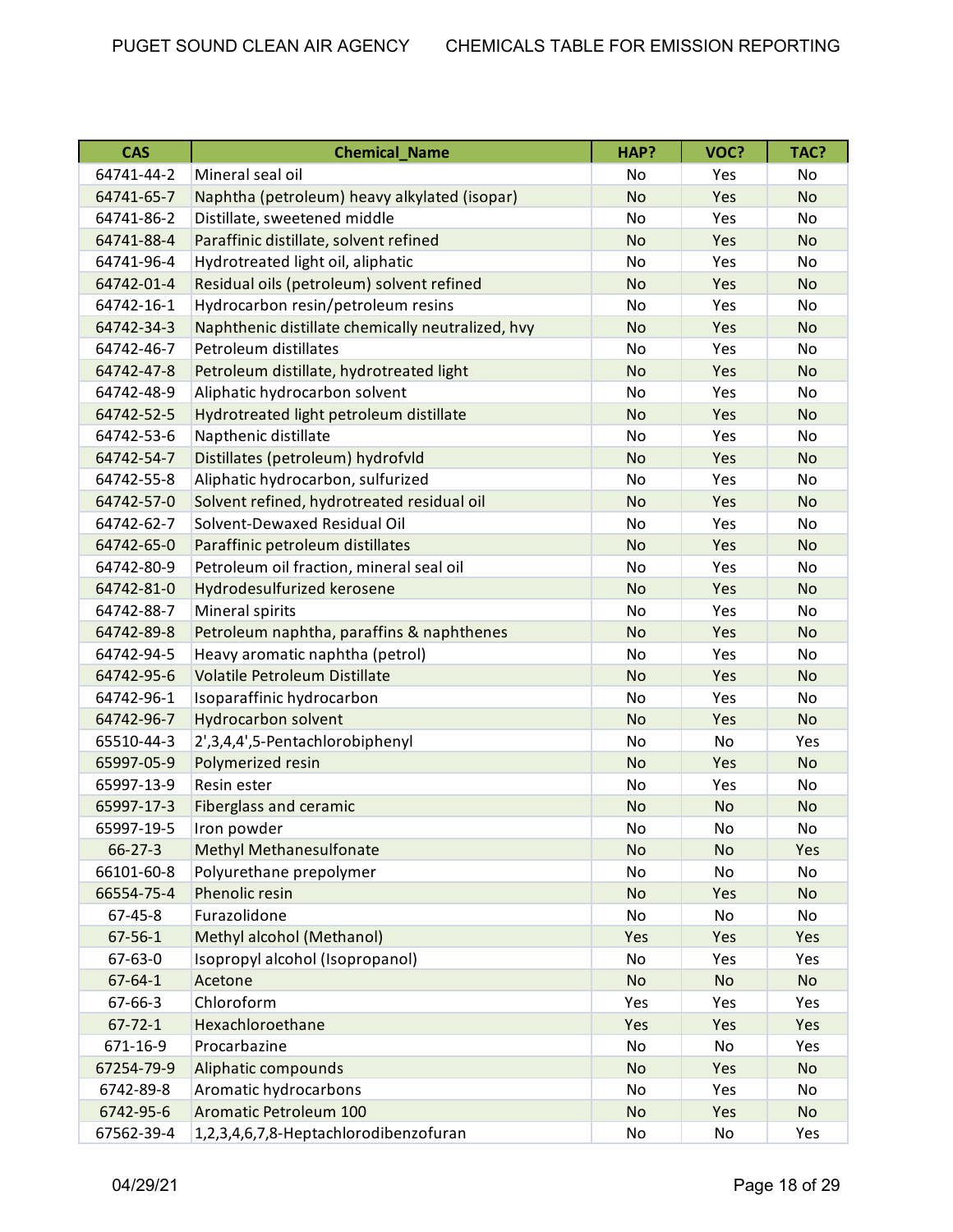| CAS | Chemical_Name | HAP? | VOC? | TAC? |
|---|---|---|---|---|
| 64741-44-2 | Mineral seal oil | No | Yes | No |
| 64741-65-7 | Naphtha (petroleum) heavy alkylated (isopar) | No | Yes | No |
| 64741-86-2 | Distillate, sweetened middle | No | Yes | No |
| 64741-88-4 | Paraffinic distillate, solvent refined | No | Yes | No |
| 64741-96-4 | Hydrotreated light oil, aliphatic | No | Yes | No |
| 64742-01-4 | Residual oils (petroleum) solvent refined | No | Yes | No |
| 64742-16-1 | Hydrocarbon resin/petroleum resins | No | Yes | No |
| 64742-34-3 | Naphthenic distillate chemically neutralized, hvy | No | Yes | No |
| 64742-46-7 | Petroleum distillates | No | Yes | No |
| 64742-47-8 | Petroleum distillate, hydrotreated light | No | Yes | No |
| 64742-48-9 | Aliphatic hydrocarbon solvent | No | Yes | No |
| 64742-52-5 | Hydrotreated light petroleum distillate | No | Yes | No |
| 64742-53-6 | Napthenic distillate | No | Yes | No |
| 64742-54-7 | Distillates (petroleum) hydrofvld | No | Yes | No |
| 64742-55-8 | Aliphatic hydrocarbon, sulfurized | No | Yes | No |
| 64742-57-0 | Solvent refined, hydrotreated residual oil | No | Yes | No |
| 64742-62-7 | Solvent-Dewaxed Residual Oil | No | Yes | No |
| 64742-65-0 | Paraffinic petroleum distillates | No | Yes | No |
| 64742-80-9 | Petroleum oil fraction, mineral seal oil | No | Yes | No |
| 64742-81-0 | Hydrodesulfurized kerosene | No | Yes | No |
| 64742-88-7 | Mineral spirits | No | Yes | No |
| 64742-89-8 | Petroleum naphtha, paraffins & naphthenes | No | Yes | No |
| 64742-94-5 | Heavy aromatic naphtha (petrol) | No | Yes | No |
| 64742-95-6 | Volatile Petroleum Distillate | No | Yes | No |
| 64742-96-1 | Isoparaffinic hydrocarbon | No | Yes | No |
| 64742-96-7 | Hydrocarbon solvent | No | Yes | No |
| 65510-44-3 | 2',3,4,4',5-Pentachlorobiphenyl | No | No | Yes |
| 65997-05-9 | Polymerized resin | No | Yes | No |
| 65997-13-9 | Resin ester | No | Yes | No |
| 65997-17-3 | Fiberglass and ceramic | No | No | No |
| 65997-19-5 | Iron powder | No | No | No |
| 66-27-3 | Methyl Methanesulfonate | No | No | Yes |
| 66101-60-8 | Polyurethane prepolymer | No | No | No |
| 66554-75-4 | Phenolic resin | No | Yes | No |
| 67-45-8 | Furazolidone | No | No | No |
| 67-56-1 | Methyl alcohol (Methanol) | Yes | Yes | Yes |
| 67-63-0 | Isopropyl alcohol (Isopropanol) | No | Yes | Yes |
| 67-64-1 | Acetone | No | No | No |
| 67-66-3 | Chloroform | Yes | Yes | Yes |
| 67-72-1 | Hexachloroethane | Yes | Yes | Yes |
| 671-16-9 | Procarbazine | No | No | Yes |
| 67254-79-9 | Aliphatic compounds | No | Yes | No |
| 6742-89-8 | Aromatic hydrocarbons | No | Yes | No |
| 6742-95-6 | Aromatic Petroleum 100 | No | Yes | No |
| 67562-39-4 | 1,2,3,4,6,7,8-Heptachlorodibenzofuran | No | No | Yes |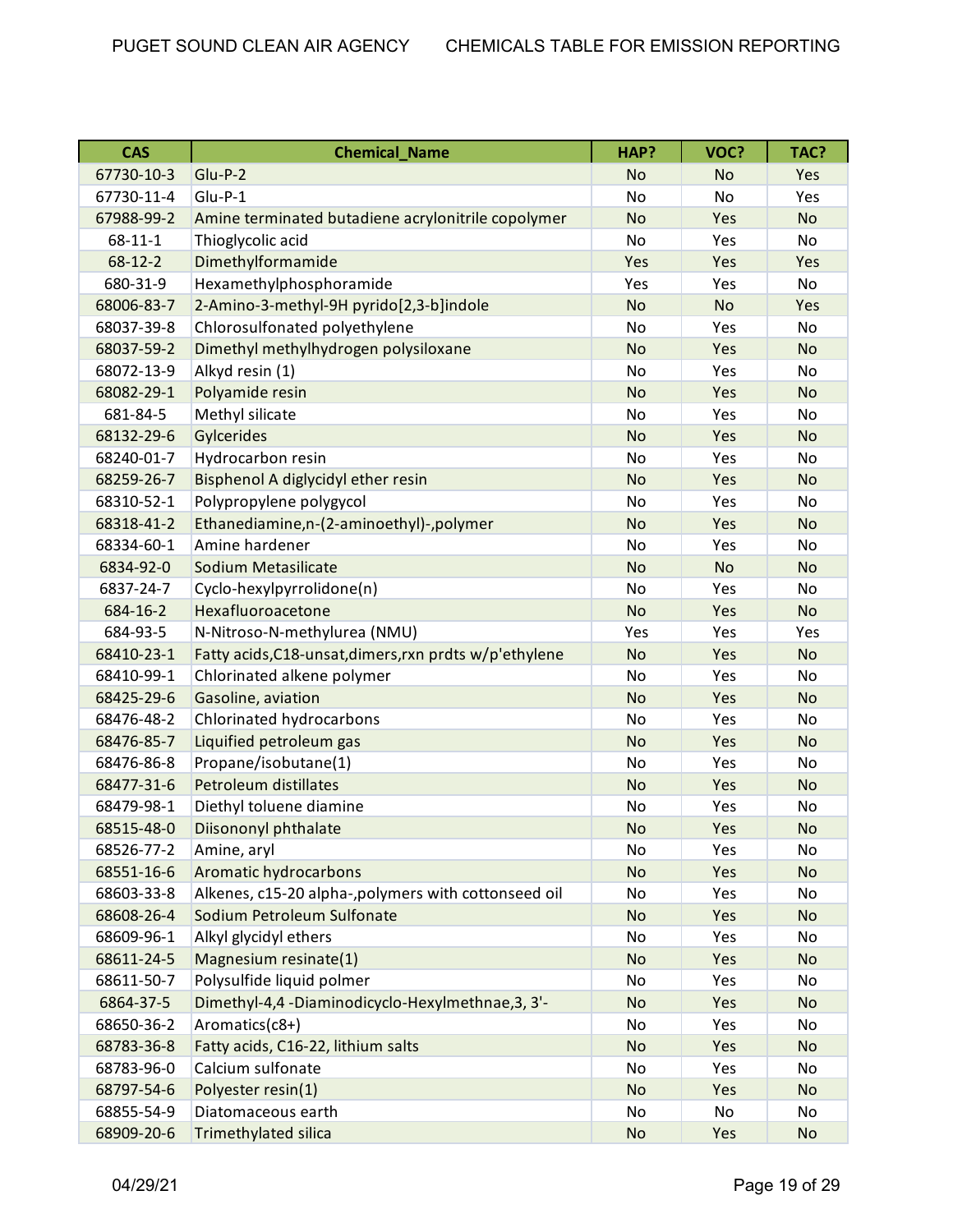| CAS | Chemical_Name | HAP? | VOC? | TAC? |
| --- | --- | --- | --- | --- |
| 67730-10-3 | Glu-P-2 | No | No | Yes |
| 67730-11-4 | Glu-P-1 | No | No | Yes |
| 67988-99-2 | Amine terminated butadiene acrylonitrile copolymer | No | Yes | No |
| 68-11-1 | Thioglycolic acid | No | Yes | No |
| 68-12-2 | Dimethylformamide | Yes | Yes | Yes |
| 680-31-9 | Hexamethylphosphoramide | Yes | Yes | No |
| 68006-83-7 | 2-Amino-3-methyl-9H pyrido[2,3-b]indole | No | No | Yes |
| 68037-39-8 | Chlorosulfonated polyethylene | No | Yes | No |
| 68037-59-2 | Dimethyl methylhydrogen polysiloxane | No | Yes | No |
| 68072-13-9 | Alkyd resin (1) | No | Yes | No |
| 68082-29-1 | Polyamide resin | No | Yes | No |
| 681-84-5 | Methyl silicate | No | Yes | No |
| 68132-29-6 | Gylcerides | No | Yes | No |
| 68240-01-7 | Hydrocarbon resin | No | Yes | No |
| 68259-26-7 | Bisphenol A diglycidyl ether resin | No | Yes | No |
| 68310-52-1 | Polypropylene polygycol | No | Yes | No |
| 68318-41-2 | Ethanediamine,n-(2-aminoethyl)-,polymer | No | Yes | No |
| 68334-60-1 | Amine hardener | No | Yes | No |
| 6834-92-0 | Sodium Metasilicate | No | No | No |
| 6837-24-7 | Cyclo-hexylpyrrolidone(n) | No | Yes | No |
| 684-16-2 | Hexafluoroacetone | No | Yes | No |
| 684-93-5 | N-Nitroso-N-methylurea (NMU) | Yes | Yes | Yes |
| 68410-23-1 | Fatty acids,C18-unsat,dimers,rxn prdts w/p'ethylene | No | Yes | No |
| 68410-99-1 | Chlorinated alkene polymer | No | Yes | No |
| 68425-29-6 | Gasoline, aviation | No | Yes | No |
| 68476-48-2 | Chlorinated hydrocarbons | No | Yes | No |
| 68476-85-7 | Liquified petroleum gas | No | Yes | No |
| 68476-86-8 | Propane/isobutane(1) | No | Yes | No |
| 68477-31-6 | Petroleum distillates | No | Yes | No |
| 68479-98-1 | Diethyl toluene diamine | No | Yes | No |
| 68515-48-0 | Diisononyl phthalate | No | Yes | No |
| 68526-77-2 | Amine, aryl | No | Yes | No |
| 68551-16-6 | Aromatic hydrocarbons | No | Yes | No |
| 68603-33-8 | Alkenes, c15-20 alpha-,polymers with cottonseed oil | No | Yes | No |
| 68608-26-4 | Sodium Petroleum Sulfonate | No | Yes | No |
| 68609-96-1 | Alkyl glycidyl ethers | No | Yes | No |
| 68611-24-5 | Magnesium resinate(1) | No | Yes | No |
| 68611-50-7 | Polysulfide liquid polmer | No | Yes | No |
| 6864-37-5 | Dimethyl-4,4 -Diaminodicyclo-Hexylmethnae,3, 3'- | No | Yes | No |
| 68650-36-2 | Aromatics(c8+) | No | Yes | No |
| 68783-36-8 | Fatty acids, C16-22, lithium salts | No | Yes | No |
| 68783-96-0 | Calcium sulfonate | No | Yes | No |
| 68797-54-6 | Polyester resin(1) | No | Yes | No |
| 68855-54-9 | Diatomaceous earth | No | No | No |
| 68909-20-6 | Trimethylated silica | No | Yes | No |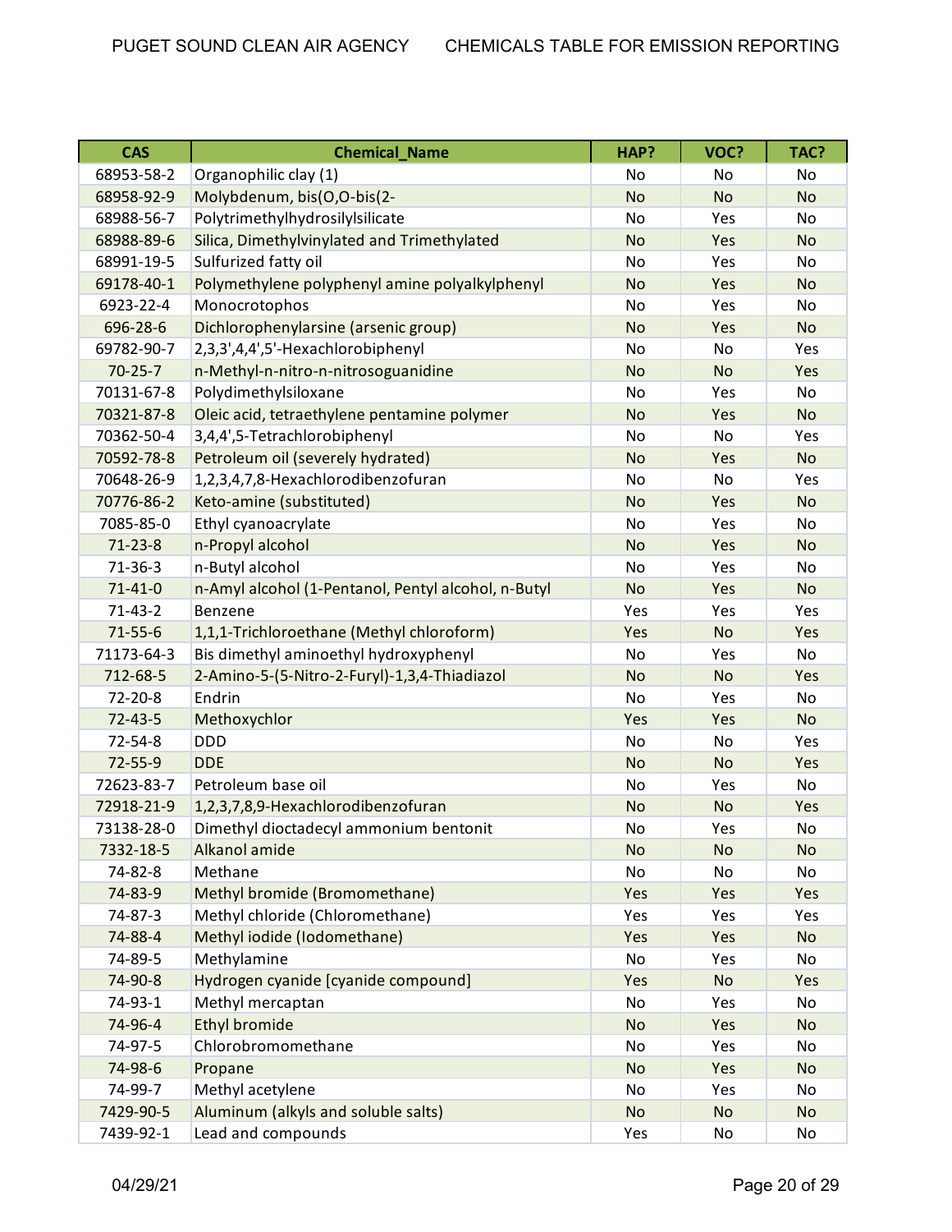| CAS | Chemical_Name | HAP? | VOC? | TAC? |
|---|---|---|---|---|
| 68953-58-2 | Organophilic clay (1) | No | No | No |
| 68958-92-9 | Molybdenum, bis(O,O-bis(2- | No | No | No |
| 68988-56-7 | Polytrimethylhydrosilylsilicate | No | Yes | No |
| 68988-89-6 | Silica, Dimethylvinylated and Trimethylated | No | Yes | No |
| 68991-19-5 | Sulfurized fatty oil | No | Yes | No |
| 69178-40-1 | Polymethylene polyphenyl amine polyalkylphenyl | No | Yes | No |
| 6923-22-4 | Monocrotophos | No | Yes | No |
| 696-28-6 | Dichlorophenylarsine (arsenic group) | No | Yes | No |
| 69782-90-7 | 2,3,3',4,4',5'-Hexachlorobiphenyl | No | No | Yes |
| 70-25-7 | n-Methyl-n-nitro-n-nitrosoguanidine | No | No | Yes |
| 70131-67-8 | Polydimethylsiloxane | No | Yes | No |
| 70321-87-8 | Oleic acid, tetraethylene pentamine polymer | No | Yes | No |
| 70362-50-4 | 3,4,4',5-Tetrachlorobiphenyl | No | No | Yes |
| 70592-78-8 | Petroleum oil (severely hydrated) | No | Yes | No |
| 70648-26-9 | 1,2,3,4,7,8-Hexachlorodibenzofuran | No | No | Yes |
| 70776-86-2 | Keto-amine (substituted) | No | Yes | No |
| 7085-85-0 | Ethyl cyanoacrylate | No | Yes | No |
| 71-23-8 | n-Propyl alcohol | No | Yes | No |
| 71-36-3 | n-Butyl alcohol | No | Yes | No |
| 71-41-0 | n-Amyl alcohol (1-Pentanol, Pentyl alcohol, n-Butyl | No | Yes | No |
| 71-43-2 | Benzene | Yes | Yes | Yes |
| 71-55-6 | 1,1,1-Trichloroethane (Methyl chloroform) | Yes | No | Yes |
| 71173-64-3 | Bis dimethyl aminoethyl hydroxyphenyl | No | Yes | No |
| 712-68-5 | 2-Amino-5-(5-Nitro-2-Furyl)-1,3,4-Thiadiazol | No | No | Yes |
| 72-20-8 | Endrin | No | Yes | No |
| 72-43-5 | Methoxychlor | Yes | Yes | No |
| 72-54-8 | DDD | No | No | Yes |
| 72-55-9 | DDE | No | No | Yes |
| 72623-83-7 | Petroleum base oil | No | Yes | No |
| 72918-21-9 | 1,2,3,7,8,9-Hexachlorodibenzofuran | No | No | Yes |
| 73138-28-0 | Dimethyl dioctadecyl ammonium bentonit | No | Yes | No |
| 7332-18-5 | Alkanol amide | No | No | No |
| 74-82-8 | Methane | No | No | No |
| 74-83-9 | Methyl bromide (Bromomethane) | Yes | Yes | Yes |
| 74-87-3 | Methyl chloride (Chloromethane) | Yes | Yes | Yes |
| 74-88-4 | Methyl iodide (Iodomethane) | Yes | Yes | No |
| 74-89-5 | Methylamine | No | Yes | No |
| 74-90-8 | Hydrogen cyanide [cyanide compound] | Yes | No | Yes |
| 74-93-1 | Methyl mercaptan | No | Yes | No |
| 74-96-4 | Ethyl bromide | No | Yes | No |
| 74-97-5 | Chlorobromomethane | No | Yes | No |
| 74-98-6 | Propane | No | Yes | No |
| 74-99-7 | Methyl acetylene | No | Yes | No |
| 7429-90-5 | Aluminum (alkyls and soluble salts) | No | No | No |
| 7439-92-1 | Lead and compounds | Yes | No | No |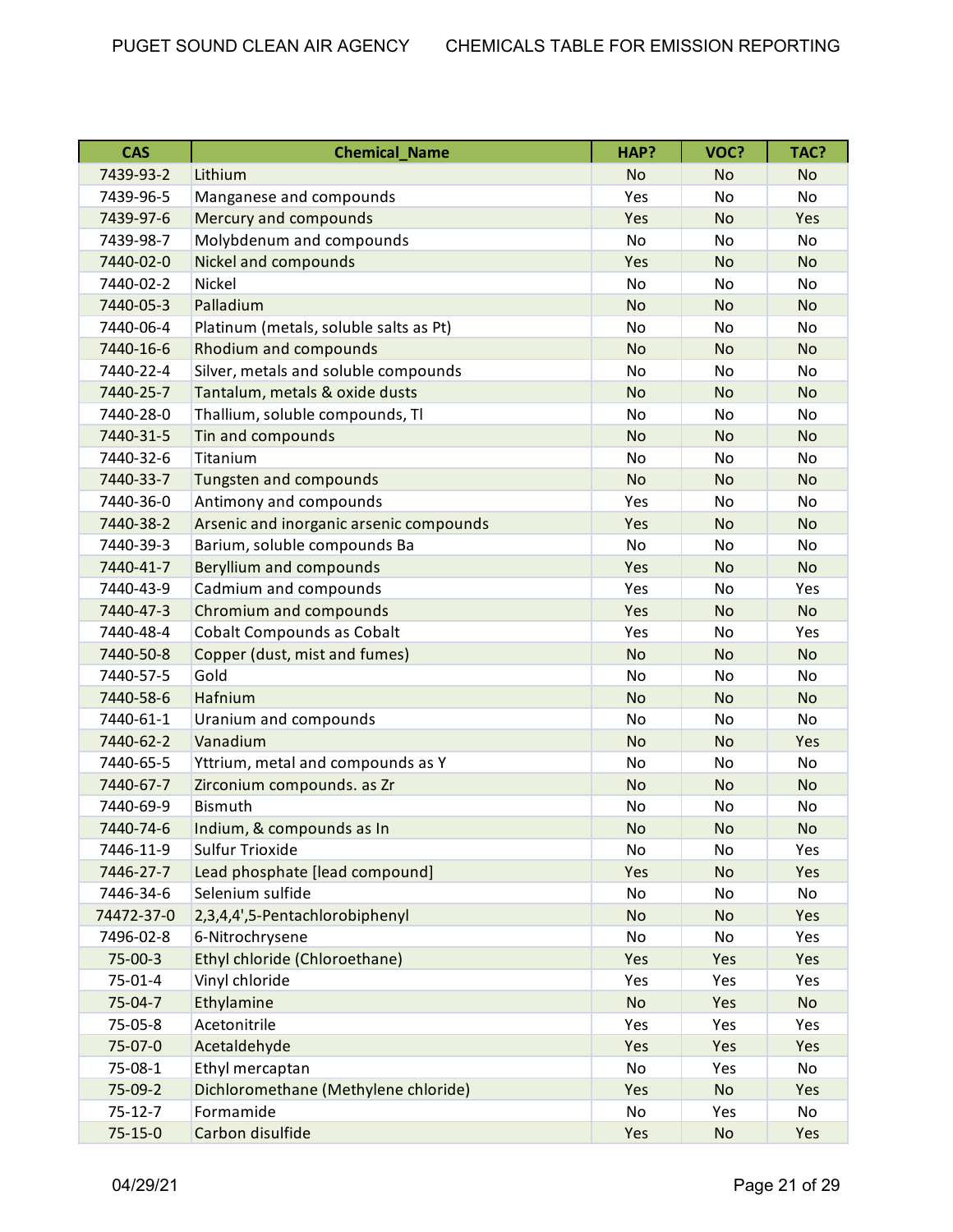| CAS | Chemical_Name | HAP? | VOC? | TAC? |
|---|---|---|---|---|
| 7439-93-2 | Lithium | No | No | No |
| 7439-96-5 | Manganese and compounds | Yes | No | No |
| 7439-97-6 | Mercury and compounds | Yes | No | Yes |
| 7439-98-7 | Molybdenum and compounds | No | No | No |
| 7440-02-0 | Nickel and compounds | Yes | No | No |
| 7440-02-2 | Nickel | No | No | No |
| 7440-05-3 | Palladium | No | No | No |
| 7440-06-4 | Platinum (metals, soluble salts as Pt) | No | No | No |
| 7440-16-6 | Rhodium and compounds | No | No | No |
| 7440-22-4 | Silver, metals and soluble compounds | No | No | No |
| 7440-25-7 | Tantalum, metals & oxide dusts | No | No | No |
| 7440-28-0 | Thallium, soluble compounds, Tl | No | No | No |
| 7440-31-5 | Tin and compounds | No | No | No |
| 7440-32-6 | Titanium | No | No | No |
| 7440-33-7 | Tungsten and compounds | No | No | No |
| 7440-36-0 | Antimony and compounds | Yes | No | No |
| 7440-38-2 | Arsenic and inorganic arsenic compounds | Yes | No | No |
| 7440-39-3 | Barium, soluble compounds Ba | No | No | No |
| 7440-41-7 | Beryllium and compounds | Yes | No | No |
| 7440-43-9 | Cadmium and compounds | Yes | No | Yes |
| 7440-47-3 | Chromium and compounds | Yes | No | No |
| 7440-48-4 | Cobalt Compounds as Cobalt | Yes | No | Yes |
| 7440-50-8 | Copper (dust, mist and fumes) | No | No | No |
| 7440-57-5 | Gold | No | No | No |
| 7440-58-6 | Hafnium | No | No | No |
| 7440-61-1 | Uranium and compounds | No | No | No |
| 7440-62-2 | Vanadium | No | No | Yes |
| 7440-65-5 | Yttrium, metal and compounds as Y | No | No | No |
| 7440-67-7 | Zirconium compounds. as Zr | No | No | No |
| 7440-69-9 | Bismuth | No | No | No |
| 7440-74-6 | Indium, & compounds as In | No | No | No |
| 7446-11-9 | Sulfur Trioxide | No | No | Yes |
| 7446-27-7 | Lead phosphate [lead compound] | Yes | No | Yes |
| 7446-34-6 | Selenium sulfide | No | No | No |
| 74472-37-0 | 2,3,4,4',5-Pentachlorobiphenyl | No | No | Yes |
| 7496-02-8 | 6-Nitrochrysene | No | No | Yes |
| 75-00-3 | Ethyl chloride (Chloroethane) | Yes | Yes | Yes |
| 75-01-4 | Vinyl chloride | Yes | Yes | Yes |
| 75-04-7 | Ethylamine | No | Yes | No |
| 75-05-8 | Acetonitrile | Yes | Yes | Yes |
| 75-07-0 | Acetaldehyde | Yes | Yes | Yes |
| 75-08-1 | Ethyl mercaptan | No | Yes | No |
| 75-09-2 | Dichloromethane (Methylene chloride) | Yes | No | Yes |
| 75-12-7 | Formamide | No | Yes | No |
| 75-15-0 | Carbon disulfide | Yes | No | Yes |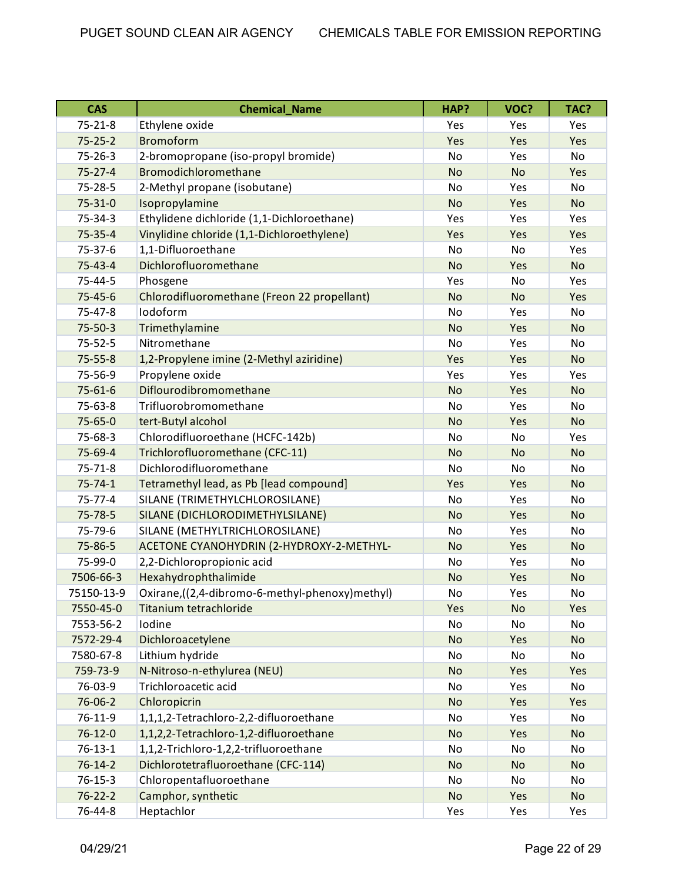| CAS | Chemical_Name | HAP? | VOC? | TAC? |
|---|---|---|---|---|
| 75-21-8 | Ethylene oxide | Yes | Yes | Yes |
| 75-25-2 | Bromoform | Yes | Yes | Yes |
| 75-26-3 | 2-bromopropane (iso-propyl bromide) | No | Yes | No |
| 75-27-4 | Bromodichloromethane | No | No | Yes |
| 75-28-5 | 2-Methyl propane (isobutane) | No | Yes | No |
| 75-31-0 | Isopropylamine | No | Yes | No |
| 75-34-3 | Ethylidene dichloride (1,1-Dichloroethane) | Yes | Yes | Yes |
| 75-35-4 | Vinylidine chloride (1,1-Dichloroethylene) | Yes | Yes | Yes |
| 75-37-6 | 1,1-Difluoroethane | No | No | Yes |
| 75-43-4 | Dichlorofluoromethane | No | Yes | No |
| 75-44-5 | Phosgene | Yes | No | Yes |
| 75-45-6 | Chlorodifluoromethane (Freon 22 propellant) | No | No | Yes |
| 75-47-8 | Iodoform | No | Yes | No |
| 75-50-3 | Trimethylamine | No | Yes | No |
| 75-52-5 | Nitromethane | No | Yes | No |
| 75-55-8 | 1,2-Propylene imine (2-Methyl aziridine) | Yes | Yes | No |
| 75-56-9 | Propylene oxide | Yes | Yes | Yes |
| 75-61-6 | Diflourodibromomethane | No | Yes | No |
| 75-63-8 | Trifluorobromomethane | No | Yes | No |
| 75-65-0 | tert-Butyl alcohol | No | Yes | No |
| 75-68-3 | Chlorodifluoroethane (HCFC-142b) | No | No | Yes |
| 75-69-4 | Trichlorofluoromethane (CFC-11) | No | No | No |
| 75-71-8 | Dichlorodifluoromethane | No | No | No |
| 75-74-1 | Tetramethyl lead, as Pb [lead compound] | Yes | Yes | No |
| 75-77-4 | SILANE (TRIMETHYLCHLOROSILANE) | No | Yes | No |
| 75-78-5 | SILANE (DICHLORODIMETHYLSILANE) | No | Yes | No |
| 75-79-6 | SILANE (METHYLTRICHLOROSILANE) | No | Yes | No |
| 75-86-5 | ACETONE CYANOHYDRIN (2-HYDROXY-2-METHYL- | No | Yes | No |
| 75-99-0 | 2,2-Dichloropropionic acid | No | Yes | No |
| 7506-66-3 | Hexahydrophthalimide | No | Yes | No |
| 75150-13-9 | Oxirane,((2,4-dibromo-6-methyl-phenoxy)methyl) | No | Yes | No |
| 7550-45-0 | Titanium tetrachloride | Yes | No | Yes |
| 7553-56-2 | Iodine | No | No | No |
| 7572-29-4 | Dichloroacetylene | No | Yes | No |
| 7580-67-8 | Lithium hydride | No | No | No |
| 759-73-9 | N-Nitroso-n-ethylurea (NEU) | No | Yes | Yes |
| 76-03-9 | Trichloroacetic acid | No | Yes | No |
| 76-06-2 | Chloropicrin | No | Yes | Yes |
| 76-11-9 | 1,1,1,2-Tetrachloro-2,2-difluoroethane | No | Yes | No |
| 76-12-0 | 1,1,2,2-Tetrachloro-1,2-difluoroethane | No | Yes | No |
| 76-13-1 | 1,1,2-Trichloro-1,2,2-trifluoroethane | No | No | No |
| 76-14-2 | Dichlorotetrafluoroethane (CFC-114) | No | No | No |
| 76-15-3 | Chloropentafluoroethane | No | No | No |
| 76-22-2 | Camphor, synthetic | No | Yes | No |
| 76-44-8 | Heptachlor | Yes | Yes | Yes |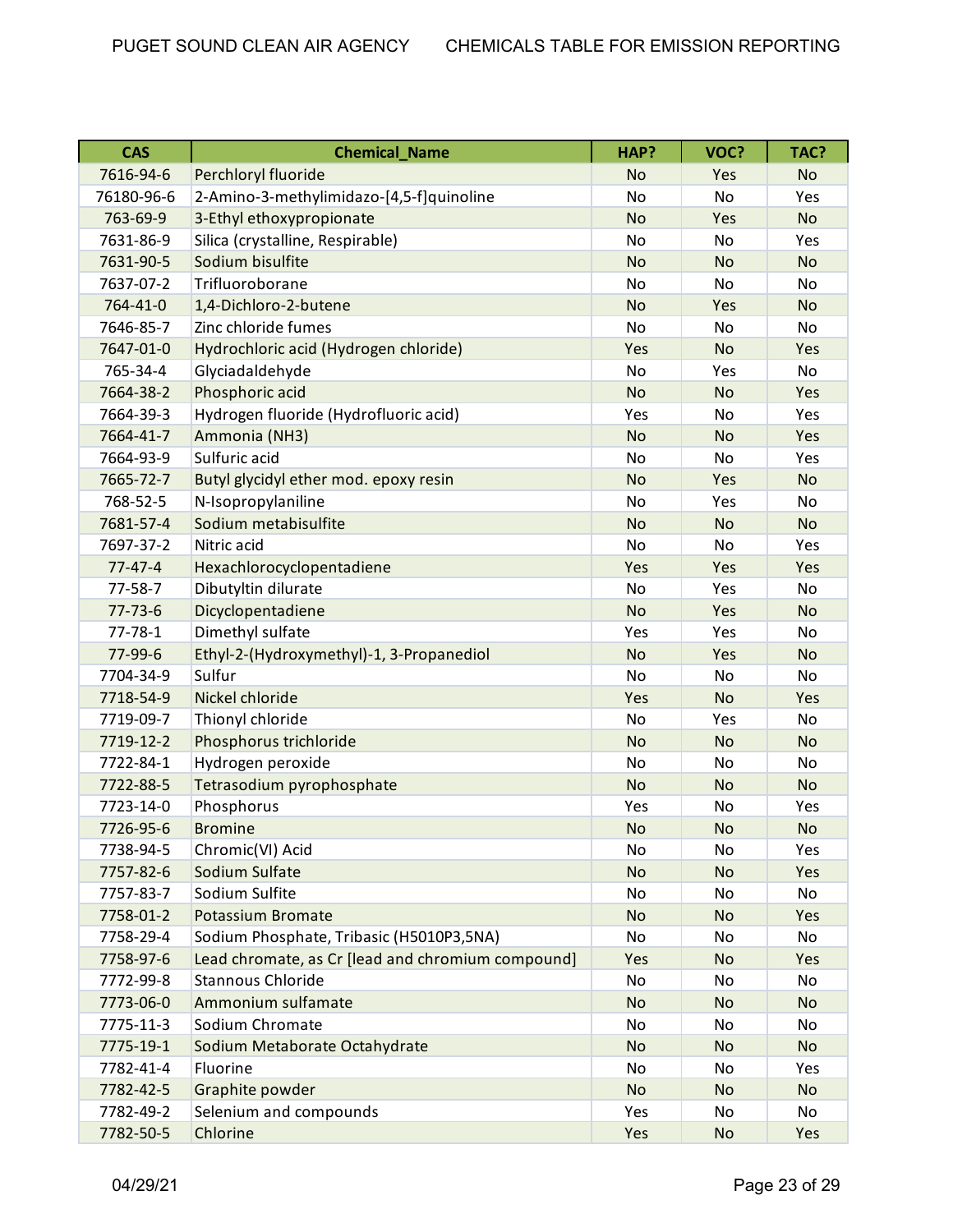| CAS | Chemical_Name | HAP? | VOC? | TAC? |
| --- | --- | --- | --- | --- |
| 7616-94-6 | Perchloryl fluoride | No | Yes | No |
| 76180-96-6 | 2-Amino-3-methylimidazo-[4,5-f]quinoline | No | No | Yes |
| 763-69-9 | 3-Ethyl ethoxypropionate | No | Yes | No |
| 7631-86-9 | Silica (crystalline, Respirable) | No | No | Yes |
| 7631-90-5 | Sodium bisulfite | No | No | No |
| 7637-07-2 | Trifluoroborane | No | No | No |
| 764-41-0 | 1,4-Dichloro-2-butene | No | Yes | No |
| 7646-85-7 | Zinc chloride fumes | No | No | No |
| 7647-01-0 | Hydrochloric acid (Hydrogen chloride) | Yes | No | Yes |
| 765-34-4 | Glyciadaldehyde | No | Yes | No |
| 7664-38-2 | Phosphoric acid | No | No | Yes |
| 7664-39-3 | Hydrogen fluoride (Hydrofluoric acid) | Yes | No | Yes |
| 7664-41-7 | Ammonia (NH3) | No | No | Yes |
| 7664-93-9 | Sulfuric acid | No | No | Yes |
| 7665-72-7 | Butyl glycidyl ether mod. epoxy resin | No | Yes | No |
| 768-52-5 | N-Isopropylaniline | No | Yes | No |
| 7681-57-4 | Sodium metabisulfite | No | No | No |
| 7697-37-2 | Nitric acid | No | No | Yes |
| 77-47-4 | Hexachlorocyclopentadiene | Yes | Yes | Yes |
| 77-58-7 | Dibutyltin dilurate | No | Yes | No |
| 77-73-6 | Dicyclopentadiene | No | Yes | No |
| 77-78-1 | Dimethyl sulfate | Yes | Yes | No |
| 77-99-6 | Ethyl-2-(Hydroxymethyl)-1, 3-Propanediol | No | Yes | No |
| 7704-34-9 | Sulfur | No | No | No |
| 7718-54-9 | Nickel chloride | Yes | No | Yes |
| 7719-09-7 | Thionyl chloride | No | Yes | No |
| 7719-12-2 | Phosphorus trichloride | No | No | No |
| 7722-84-1 | Hydrogen peroxide | No | No | No |
| 7722-88-5 | Tetrasodium pyrophosphate | No | No | No |
| 7723-14-0 | Phosphorus | Yes | No | Yes |
| 7726-95-6 | Bromine | No | No | No |
| 7738-94-5 | Chromic(VI) Acid | No | No | Yes |
| 7757-82-6 | Sodium Sulfate | No | No | Yes |
| 7757-83-7 | Sodium Sulfite | No | No | No |
| 7758-01-2 | Potassium Bromate | No | No | Yes |
| 7758-29-4 | Sodium Phosphate, Tribasic (H5010P3,5NA) | No | No | No |
| 7758-97-6 | Lead chromate, as Cr [lead and chromium compound] | Yes | No | Yes |
| 7772-99-8 | Stannous Chloride | No | No | No |
| 7773-06-0 | Ammonium sulfamate | No | No | No |
| 7775-11-3 | Sodium Chromate | No | No | No |
| 7775-19-1 | Sodium Metaborate Octahydrate | No | No | No |
| 7782-41-4 | Fluorine | No | No | Yes |
| 7782-42-5 | Graphite powder | No | No | No |
| 7782-49-2 | Selenium and compounds | Yes | No | No |
| 7782-50-5 | Chlorine | Yes | No | Yes |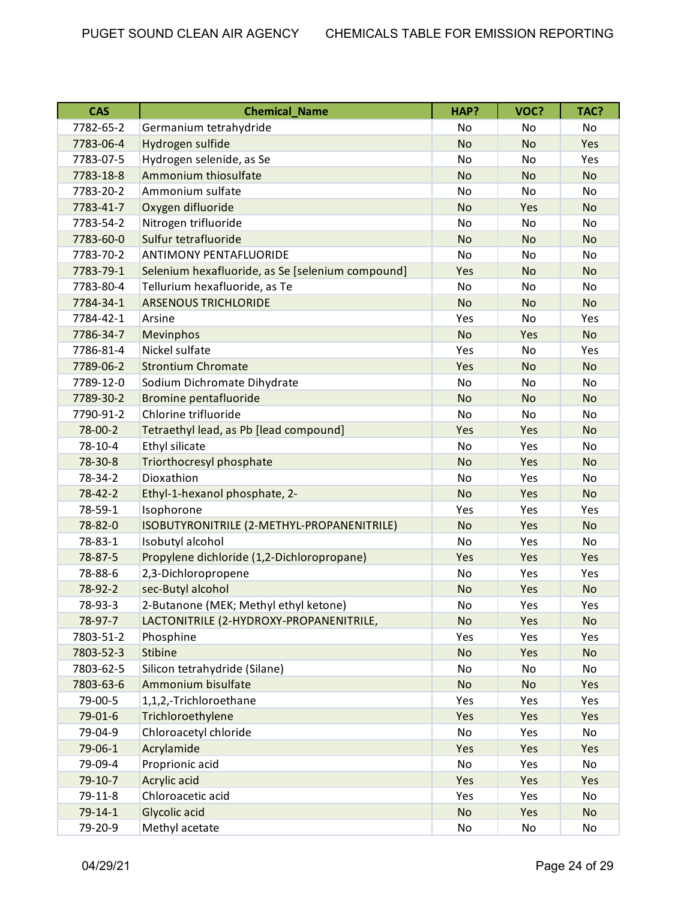| CAS | Chemical_Name | HAP? | VOC? | TAC? |
|---|---|---|---|---|
| 7782-65-2 | Germanium tetrahydride | No | No | No |
| 7783-06-4 | Hydrogen sulfide | No | No | Yes |
| 7783-07-5 | Hydrogen selenide, as Se | No | No | Yes |
| 7783-18-8 | Ammonium thiosulfate | No | No | No |
| 7783-20-2 | Ammonium sulfate | No | No | No |
| 7783-41-7 | Oxygen difluoride | No | Yes | No |
| 7783-54-2 | Nitrogen trifluoride | No | No | No |
| 7783-60-0 | Sulfur tetrafluoride | No | No | No |
| 7783-70-2 | ANTIMONY PENTAFLUORIDE | No | No | No |
| 7783-79-1 | Selenium hexafluoride, as Se [selenium compound] | Yes | No | No |
| 7783-80-4 | Tellurium hexafluoride, as Te | No | No | No |
| 7784-34-1 | ARSENOUS TRICHLORIDE | No | No | No |
| 7784-42-1 | Arsine | Yes | No | Yes |
| 7786-34-7 | Mevinphos | No | Yes | No |
| 7786-81-4 | Nickel sulfate | Yes | No | Yes |
| 7789-06-2 | Strontium Chromate | Yes | No | No |
| 7789-12-0 | Sodium Dichromate Dihydrate | No | No | No |
| 7789-30-2 | Bromine pentafluoride | No | No | No |
| 7790-91-2 | Chlorine trifluoride | No | No | No |
| 78-00-2 | Tetraethyl lead, as Pb [lead compound] | Yes | Yes | No |
| 78-10-4 | Ethyl silicate | No | Yes | No |
| 78-30-8 | Triorthocresyl phosphate | No | Yes | No |
| 78-34-2 | Dioxathion | No | Yes | No |
| 78-42-2 | Ethyl-1-hexanol phosphate, 2- | No | Yes | No |
| 78-59-1 | Isophorone | Yes | Yes | Yes |
| 78-82-0 | ISOBUTYRONITRILE (2-METHYL-PROPANENITRILE) | No | Yes | No |
| 78-83-1 | Isobutyl alcohol | No | Yes | No |
| 78-87-5 | Propylene dichloride (1,2-Dichloropropane) | Yes | Yes | Yes |
| 78-88-6 | 2,3-Dichloropropene | No | Yes | Yes |
| 78-92-2 | sec-Butyl alcohol | No | Yes | No |
| 78-93-3 | 2-Butanone (MEK; Methyl ethyl ketone) | No | Yes | Yes |
| 78-97-7 | LACTONITRILE (2-HYDROXY-PROPANENITRILE, | No | Yes | No |
| 7803-51-2 | Phosphine | Yes | Yes | Yes |
| 7803-52-3 | Stibine | No | Yes | No |
| 7803-62-5 | Silicon tetrahydride (Silane) | No | No | No |
| 7803-63-6 | Ammonium bisulfate | No | No | Yes |
| 79-00-5 | 1,1,2,-Trichloroethane | Yes | Yes | Yes |
| 79-01-6 | Trichloroethylene | Yes | Yes | Yes |
| 79-04-9 | Chloroacetyl chloride | No | Yes | No |
| 79-06-1 | Acrylamide | Yes | Yes | Yes |
| 79-09-4 | Proprionic acid | No | Yes | No |
| 79-10-7 | Acrylic acid | Yes | Yes | Yes |
| 79-11-8 | Chloroacetic acid | Yes | Yes | No |
| 79-14-1 | Glycolic acid | No | Yes | No |
| 79-20-9 | Methyl acetate | No | No | No |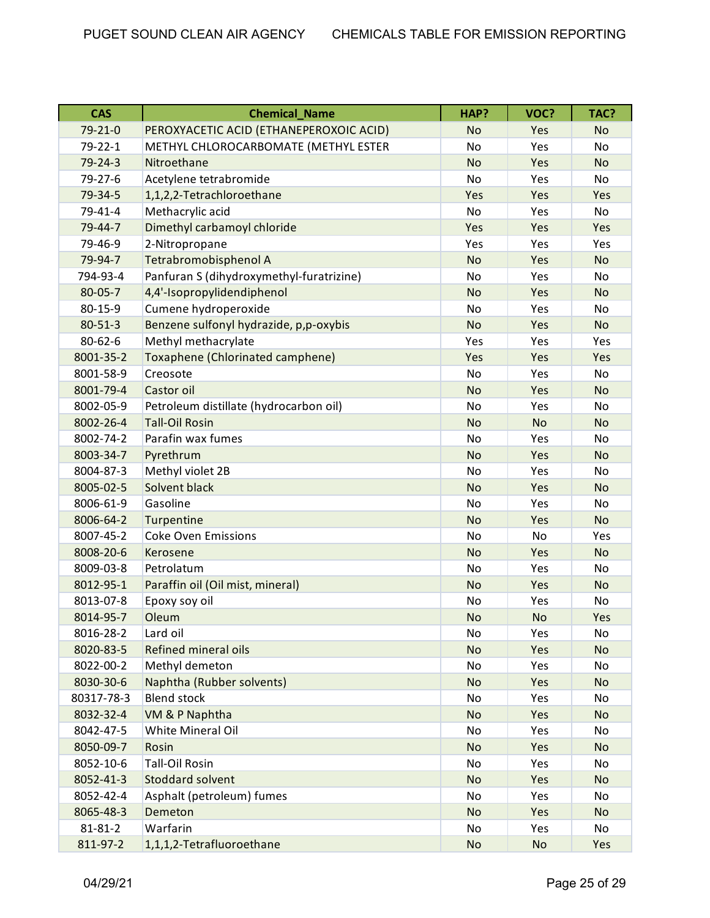| CAS | Chemical_Name | HAP? | VOC? | TAC? |
|---|---|---|---|---|
| 79-21-0 | PEROXYACETIC ACID (ETHANEPEROXOIC ACID) | No | Yes | No |
| 79-22-1 | METHYL CHLOROCARBOMATE (METHYL ESTER | No | Yes | No |
| 79-24-3 | Nitroethane | No | Yes | No |
| 79-27-6 | Acetylene tetrabromide | No | Yes | No |
| 79-34-5 | 1,1,2,2-Tetrachloroethane | Yes | Yes | Yes |
| 79-41-4 | Methacrylic acid | No | Yes | No |
| 79-44-7 | Dimethyl carbamoyl chloride | Yes | Yes | Yes |
| 79-46-9 | 2-Nitropropane | Yes | Yes | Yes |
| 79-94-7 | Tetrabromobisphenol A | No | Yes | No |
| 794-93-4 | Panfuran S (dihydroxymethyl-furatrizine) | No | Yes | No |
| 80-05-7 | 4,4'-Isopropylidendiphenol | No | Yes | No |
| 80-15-9 | Cumene hydroperoxide | No | Yes | No |
| 80-51-3 | Benzene sulfonyl hydrazide, p,p-oxybis | No | Yes | No |
| 80-62-6 | Methyl methacrylate | Yes | Yes | Yes |
| 8001-35-2 | Toxaphene (Chlorinated camphene) | Yes | Yes | Yes |
| 8001-58-9 | Creosote | No | Yes | No |
| 8001-79-4 | Castor oil | No | Yes | No |
| 8002-05-9 | Petroleum distillate (hydrocarbon oil) | No | Yes | No |
| 8002-26-4 | Tall-Oil Rosin | No | No | No |
| 8002-74-2 | Parafin wax fumes | No | Yes | No |
| 8003-34-7 | Pyrethrum | No | Yes | No |
| 8004-87-3 | Methyl violet 2B | No | Yes | No |
| 8005-02-5 | Solvent black | No | Yes | No |
| 8006-61-9 | Gasoline | No | Yes | No |
| 8006-64-2 | Turpentine | No | Yes | No |
| 8007-45-2 | Coke Oven Emissions | No | No | Yes |
| 8008-20-6 | Kerosene | No | Yes | No |
| 8009-03-8 | Petrolatum | No | Yes | No |
| 8012-95-1 | Paraffin oil (Oil mist, mineral) | No | Yes | No |
| 8013-07-8 | Epoxy soy oil | No | Yes | No |
| 8014-95-7 | Oleum | No | No | Yes |
| 8016-28-2 | Lard oil | No | Yes | No |
| 8020-83-5 | Refined mineral oils | No | Yes | No |
| 8022-00-2 | Methyl demeton | No | Yes | No |
| 8030-30-6 | Naphtha (Rubber solvents) | No | Yes | No |
| 80317-78-3 | Blend stock | No | Yes | No |
| 8032-32-4 | VM & P Naphtha | No | Yes | No |
| 8042-47-5 | White Mineral Oil | No | Yes | No |
| 8050-09-7 | Rosin | No | Yes | No |
| 8052-10-6 | Tall-Oil Rosin | No | Yes | No |
| 8052-41-3 | Stoddard solvent | No | Yes | No |
| 8052-42-4 | Asphalt (petroleum) fumes | No | Yes | No |
| 8065-48-3 | Demeton | No | Yes | No |
| 81-81-2 | Warfarin | No | Yes | No |
| 811-97-2 | 1,1,1,2-Tetrafluoroethane | No | No | Yes |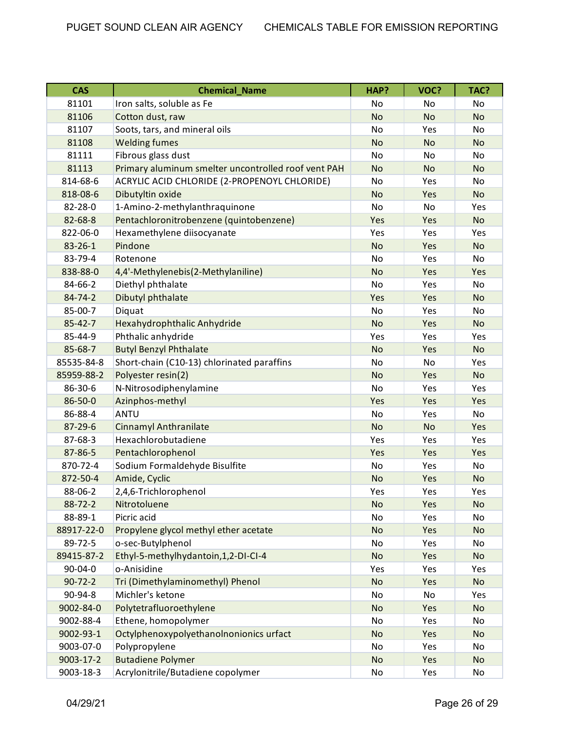| CAS | Chemical_Name | HAP? | VOC? | TAC? |
|---|---|---|---|---|
| 81101 | Iron salts, soluble as Fe | No | No | No |
| 81106 | Cotton dust, raw | No | No | No |
| 81107 | Soots, tars, and mineral oils | No | Yes | No |
| 81108 | Welding fumes | No | No | No |
| 81111 | Fibrous glass dust | No | No | No |
| 81113 | Primary aluminum smelter uncontrolled roof vent PAH | No | No | No |
| 814-68-6 | ACRYLIC ACID CHLORIDE (2-PROPENOYL CHLORIDE) | No | Yes | No |
| 818-08-6 | Dibutyltin oxide | No | Yes | No |
| 82-28-0 | 1-Amino-2-methylanthraquinone | No | No | Yes |
| 82-68-8 | Pentachloronitrobenzene (quintobenzene) | Yes | Yes | No |
| 822-06-0 | Hexamethylene diisocyanate | Yes | Yes | Yes |
| 83-26-1 | Pindone | No | Yes | No |
| 83-79-4 | Rotenone | No | Yes | No |
| 838-88-0 | 4,4'-Methylenebis(2-Methylaniline) | No | Yes | Yes |
| 84-66-2 | Diethyl phthalate | No | Yes | No |
| 84-74-2 | Dibutyl phthalate | Yes | Yes | No |
| 85-00-7 | Diquat | No | Yes | No |
| 85-42-7 | Hexahydrophthalic Anhydride | No | Yes | No |
| 85-44-9 | Phthalic anhydride | Yes | Yes | Yes |
| 85-68-7 | Butyl Benzyl Phthalate | No | Yes | No |
| 85535-84-8 | Short-chain (C10-13) chlorinated paraffins | No | No | Yes |
| 85959-88-2 | Polyester resin(2) | No | Yes | No |
| 86-30-6 | N-Nitrosodiphenylamine | No | Yes | Yes |
| 86-50-0 | Azinphos-methyl | Yes | Yes | Yes |
| 86-88-4 | ANTU | No | Yes | No |
| 87-29-6 | Cinnamyl Anthranilate | No | No | Yes |
| 87-68-3 | Hexachlorobutadiene | Yes | Yes | Yes |
| 87-86-5 | Pentachlorophenol | Yes | Yes | Yes |
| 870-72-4 | Sodium Formaldehyde Bisulfite | No | Yes | No |
| 872-50-4 | Amide, Cyclic | No | Yes | No |
| 88-06-2 | 2,4,6-Trichlorophenol | Yes | Yes | Yes |
| 88-72-2 | Nitrotoluene | No | Yes | No |
| 88-89-1 | Picric acid | No | Yes | No |
| 88917-22-0 | Propylene glycol methyl ether acetate | No | Yes | No |
| 89-72-5 | o-sec-Butylphenol | No | Yes | No |
| 89415-87-2 | Ethyl-5-methylhydantoin,1,2-DI-CI-4 | No | Yes | No |
| 90-04-0 | o-Anisidine | Yes | Yes | Yes |
| 90-72-2 | Tri (Dimethylaminomethyl) Phenol | No | Yes | No |
| 90-94-8 | Michler's ketone | No | No | Yes |
| 9002-84-0 | Polytetrafluoroethylene | No | Yes | No |
| 9002-88-4 | Ethene, homopolymer | No | Yes | No |
| 9002-93-1 | Octylphenoxypolyethanolnonionics urfact | No | Yes | No |
| 9003-07-0 | Polypropylene | No | Yes | No |
| 9003-17-2 | Butadiene Polymer | No | Yes | No |
| 9003-18-3 | Acrylonitrile/Butadiene copolymer | No | Yes | No |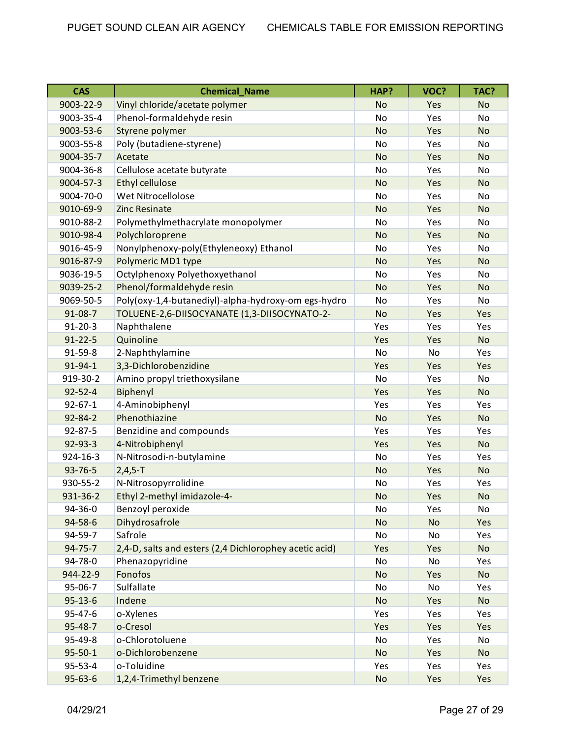| CAS | Chemical_Name | HAP? | VOC? | TAC? |
|---|---|---|---|---|
| 9003-22-9 | Vinyl chloride/acetate polymer | No | Yes | No |
| 9003-35-4 | Phenol-formaldehyde resin | No | Yes | No |
| 9003-53-6 | Styrene polymer | No | Yes | No |
| 9003-55-8 | Poly (butadiene-styrene) | No | Yes | No |
| 9004-35-7 | Acetate | No | Yes | No |
| 9004-36-8 | Cellulose acetate butyrate | No | Yes | No |
| 9004-57-3 | Ethyl cellulose | No | Yes | No |
| 9004-70-0 | Wet Nitrocellolose | No | Yes | No |
| 9010-69-9 | Zinc Resinate | No | Yes | No |
| 9010-88-2 | Polymethylmethacrylate monopolymer | No | Yes | No |
| 9010-98-4 | Polychloroprene | No | Yes | No |
| 9016-45-9 | Nonylphenoxy-poly(Ethyleneoxy) Ethanol | No | Yes | No |
| 9016-87-9 | Polymeric MD1 type | No | Yes | No |
| 9036-19-5 | Octylphenoxy Polyethoxyethanol | No | Yes | No |
| 9039-25-2 | Phenol/formaldehyde resin | No | Yes | No |
| 9069-50-5 | Poly(oxy-1,4-butanediyl)-alpha-hydroxy-om egs-hydro | No | Yes | No |
| 91-08-7 | TOLUENE-2,6-DIISOCYANATE (1,3-DIISOCYNATO-2- | No | Yes | Yes |
| 91-20-3 | Naphthalene | Yes | Yes | Yes |
| 91-22-5 | Quinoline | Yes | Yes | No |
| 91-59-8 | 2-Naphthylamine | No | No | Yes |
| 91-94-1 | 3,3-Dichlorobenzidine | Yes | Yes | Yes |
| 919-30-2 | Amino propyl triethoxysilane | No | Yes | No |
| 92-52-4 | Biphenyl | Yes | Yes | No |
| 92-67-1 | 4-Aminobiphenyl | Yes | Yes | Yes |
| 92-84-2 | Phenothiazine | No | Yes | No |
| 92-87-5 | Benzidine and compounds | Yes | Yes | Yes |
| 92-93-3 | 4-Nitrobiphenyl | Yes | Yes | No |
| 924-16-3 | N-Nitrosodi-n-butylamine | No | Yes | Yes |
| 93-76-5 | 2,4,5-T | No | Yes | No |
| 930-55-2 | N-Nitrosopyrrolidine | No | Yes | Yes |
| 931-36-2 | Ethyl 2-methyl imidazole-4- | No | Yes | No |
| 94-36-0 | Benzoyl peroxide | No | Yes | No |
| 94-58-6 | Dihydrosafrole | No | No | Yes |
| 94-59-7 | Safrole | No | No | Yes |
| 94-75-7 | 2,4-D, salts and esters (2,4 Dichlorophey acetic acid) | Yes | Yes | No |
| 94-78-0 | Phenazopyridine | No | No | Yes |
| 944-22-9 | Fonofos | No | Yes | No |
| 95-06-7 | Sulfallate | No | No | Yes |
| 95-13-6 | Indene | No | Yes | No |
| 95-47-6 | o-Xylenes | Yes | Yes | Yes |
| 95-48-7 | o-Cresol | Yes | Yes | Yes |
| 95-49-8 | o-Chlorotoluene | No | Yes | No |
| 95-50-1 | o-Dichlorobenzene | No | Yes | No |
| 95-53-4 | o-Toluidine | Yes | Yes | Yes |
| 95-63-6 | 1,2,4-Trimethyl benzene | No | Yes | Yes |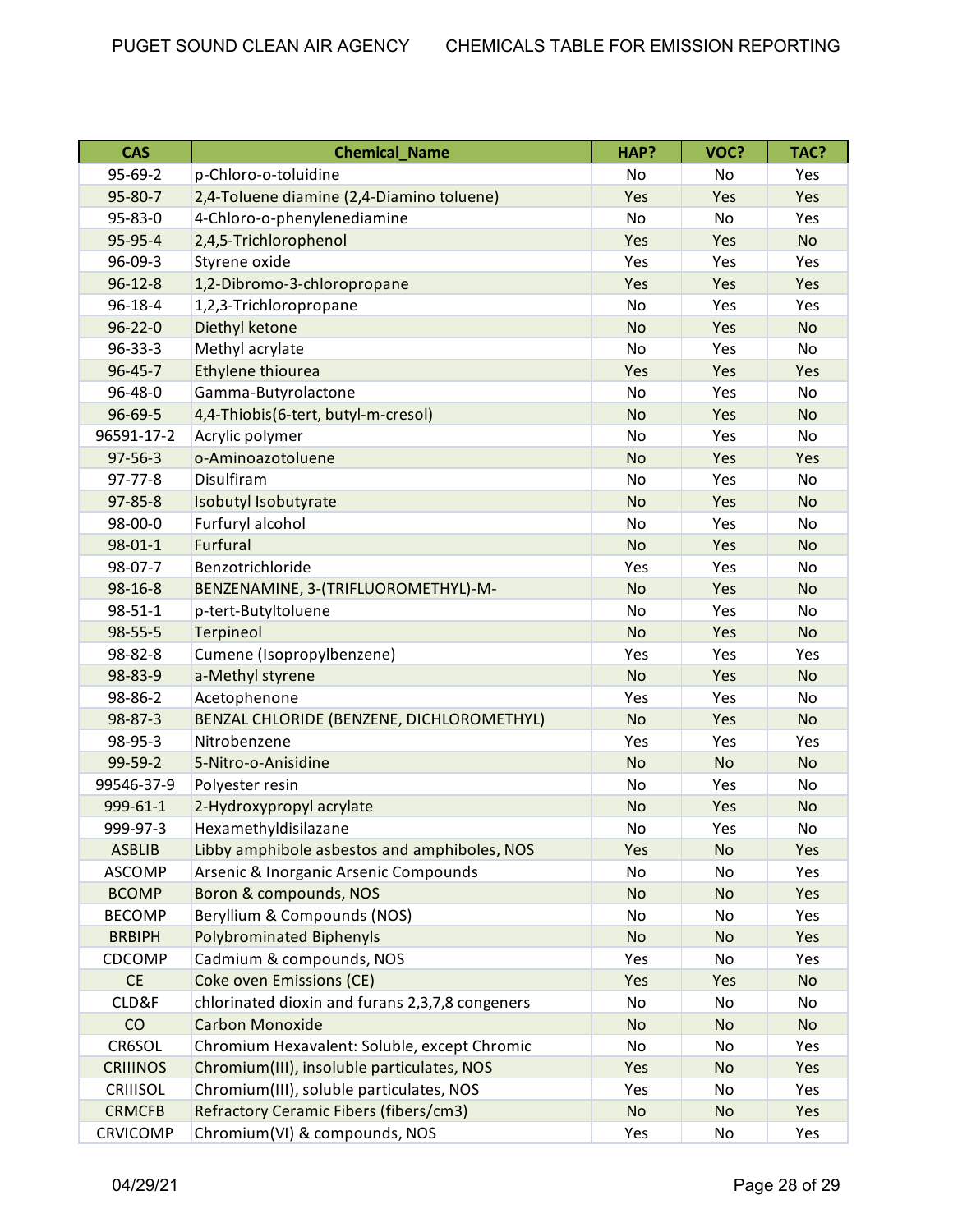| CAS | Chemical_Name | HAP? | VOC? | TAC? |
|---|---|---|---|---|
| 95-69-2 | p-Chloro-o-toluidine | No | No | Yes |
| 95-80-7 | 2,4-Toluene diamine (2,4-Diamino toluene) | Yes | Yes | Yes |
| 95-83-0 | 4-Chloro-o-phenylenediamine | No | No | Yes |
| 95-95-4 | 2,4,5-Trichlorophenol | Yes | Yes | No |
| 96-09-3 | Styrene oxide | Yes | Yes | Yes |
| 96-12-8 | 1,2-Dibromo-3-chloropropane | Yes | Yes | Yes |
| 96-18-4 | 1,2,3-Trichloropropane | No | Yes | Yes |
| 96-22-0 | Diethyl ketone | No | Yes | No |
| 96-33-3 | Methyl acrylate | No | Yes | No |
| 96-45-7 | Ethylene thiourea | Yes | Yes | Yes |
| 96-48-0 | Gamma-Butyrolactone | No | Yes | No |
| 96-69-5 | 4,4-Thiobis(6-tert, butyl-m-cresol) | No | Yes | No |
| 96591-17-2 | Acrylic polymer | No | Yes | No |
| 97-56-3 | o-Aminoazotoluene | No | Yes | Yes |
| 97-77-8 | Disulfiram | No | Yes | No |
| 97-85-8 | Isobutyl Isobutyrate | No | Yes | No |
| 98-00-0 | Furfuryl alcohol | No | Yes | No |
| 98-01-1 | Furfural | No | Yes | No |
| 98-07-7 | Benzotrichloride | Yes | Yes | No |
| 98-16-8 | BENZENAMINE, 3-(TRIFLUOROMETHYL)-M- | No | Yes | No |
| 98-51-1 | p-tert-Butyltoluene | No | Yes | No |
| 98-55-5 | Terpineol | No | Yes | No |
| 98-82-8 | Cumene (Isopropylbenzene) | Yes | Yes | Yes |
| 98-83-9 | a-Methyl styrene | No | Yes | No |
| 98-86-2 | Acetophenone | Yes | Yes | No |
| 98-87-3 | BENZAL CHLORIDE (BENZENE, DICHLOROMETHYL) | No | Yes | No |
| 98-95-3 | Nitrobenzene | Yes | Yes | Yes |
| 99-59-2 | 5-Nitro-o-Anisidine | No | No | No |
| 99546-37-9 | Polyester resin | No | Yes | No |
| 999-61-1 | 2-Hydroxypropyl acrylate | No | Yes | No |
| 999-97-3 | Hexamethyldisilazane | No | Yes | No |
| ASBLIB | Libby amphibole asbestos and amphiboles, NOS | Yes | No | Yes |
| ASCOMP | Arsenic & Inorganic Arsenic Compounds | No | No | Yes |
| BCOMP | Boron & compounds, NOS | No | No | Yes |
| BECOMP | Beryllium & Compounds (NOS) | No | No | Yes |
| BRBIPH | Polybrominated Biphenyls | No | No | Yes |
| CDCOMP | Cadmium & compounds, NOS | Yes | No | Yes |
| CE | Coke oven Emissions (CE) | Yes | Yes | No |
| CLD&F | chlorinated dioxin and furans 2,3,7,8 congeners | No | No | No |
| CO | Carbon Monoxide | No | No | No |
| CR6SOL | Chromium Hexavalent: Soluble, except Chromic | No | No | Yes |
| CRIIINOS | Chromium(III), insoluble particulates, NOS | Yes | No | Yes |
| CRIIISOL | Chromium(III), soluble particulates, NOS | Yes | No | Yes |
| CRMCFB | Refractory Ceramic Fibers (fibers/cm3) | No | No | Yes |
| CRVICOMP | Chromium(VI) & compounds, NOS | Yes | No | Yes |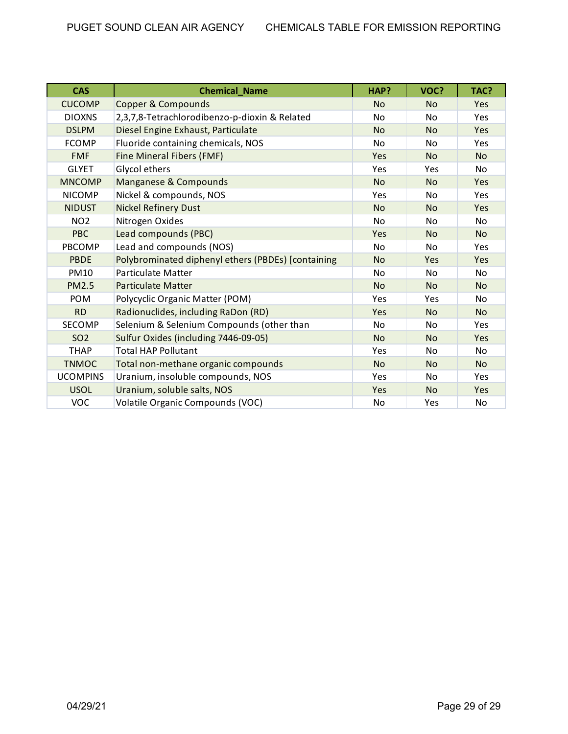| CAS | Chemical_Name | HAP? | VOC? | TAC? |
|---|---|---|---|---|
| CUCOMP | Copper & Compounds | No | No | Yes |
| DIOXNS | 2,3,7,8-Tetrachlorodibenzo-p-dioxin & Related | No | No | Yes |
| DSLPM | Diesel Engine Exhaust, Particulate | No | No | Yes |
| FCOMP | Fluoride containing chemicals, NOS | No | No | Yes |
| FMF | Fine Mineral Fibers (FMF) | Yes | No | No |
| GLYET | Glycol ethers | Yes | Yes | No |
| MNCOMP | Manganese & Compounds | No | No | Yes |
| NICOMP | Nickel & compounds, NOS | Yes | No | Yes |
| NIDUST | Nickel Refinery Dust | No | No | Yes |
| NO2 | Nitrogen Oxides | No | No | No |
| PBC | Lead compounds (PBC) | Yes | No | No |
| PBCOMP | Lead and compounds (NOS) | No | No | Yes |
| PBDE | Polybrominated diphenyl ethers (PBDEs) [containing | No | Yes | Yes |
| PM10 | Particulate Matter | No | No | No |
| PM2.5 | Particulate Matter | No | No | No |
| POM | Polycyclic Organic Matter (POM) | Yes | Yes | No |
| RD | Radionuclides, including RaDon (RD) | Yes | No | No |
| SECOMP | Selenium & Selenium Compounds (other than | No | No | Yes |
| SO2 | Sulfur Oxides (including 7446-09-05) | No | No | Yes |
| THAP | Total HAP Pollutant | Yes | No | No |
| TNMOC | Total non-methane organic compounds | No | No | No |
| UCOMPINS | Uranium, insoluble compounds, NOS | Yes | No | Yes |
| USOL | Uranium, soluble salts, NOS | Yes | No | Yes |
| VOC | Volatile Organic Compounds (VOC) | No | Yes | No |